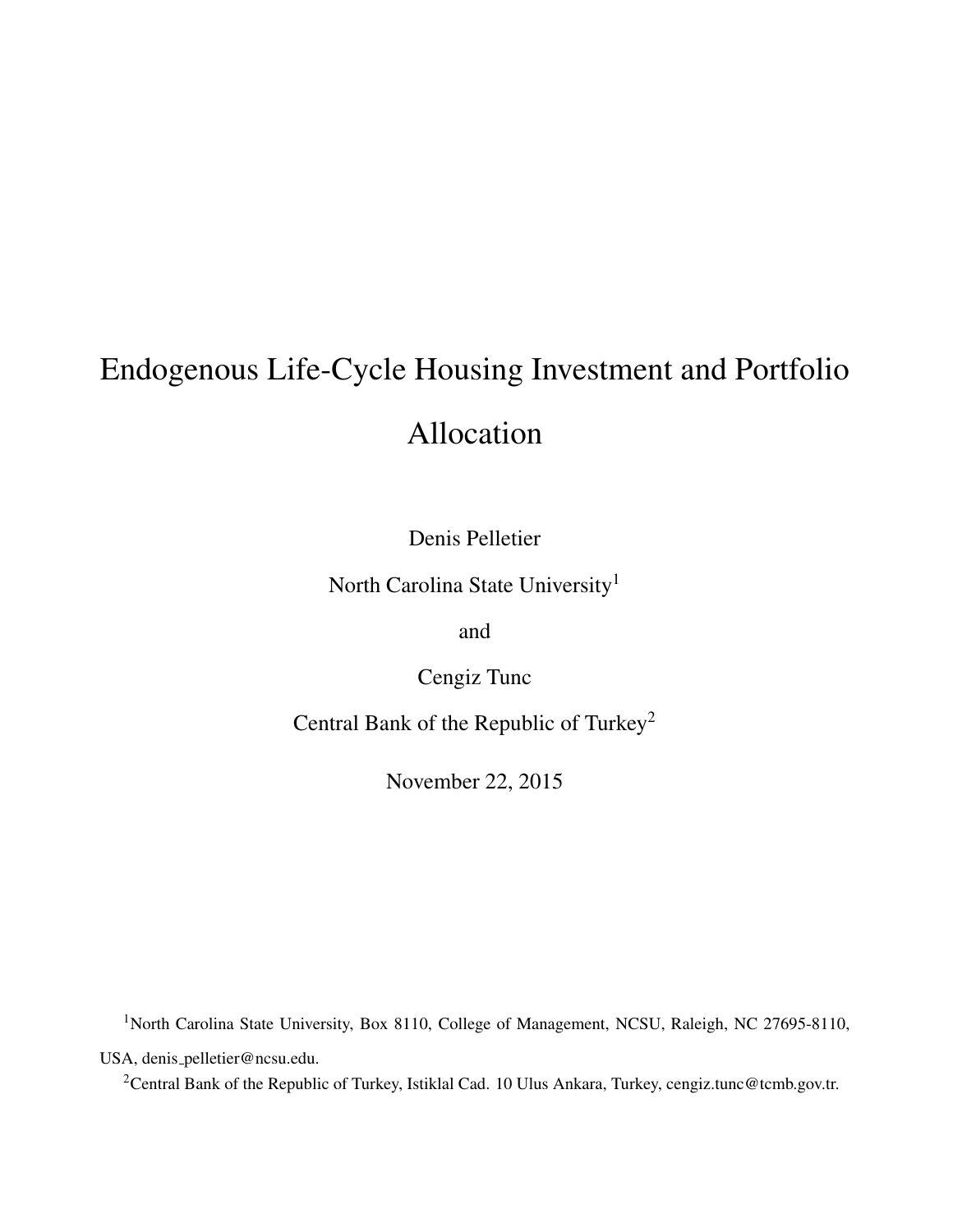# Endogenous Life-Cycle Housing Investment and Portfolio Allocation

Denis Pelletier

North Carolina State University[1]

and

Cengiz Tunc

Central Bank of the Republic of Turkey[2]

November 22, 2015

[1] North Carolina State University, Box 8110, College of Management, NCSU, Raleigh, NC 27695-8110, USA, denis_pelletier@ncsu.edu.

[2] Central Bank of the Republic of Turkey, Istiklal Cad. 10 Ulus Ankara, Turkey, cengiz.tunc@tcmb.gov.tr.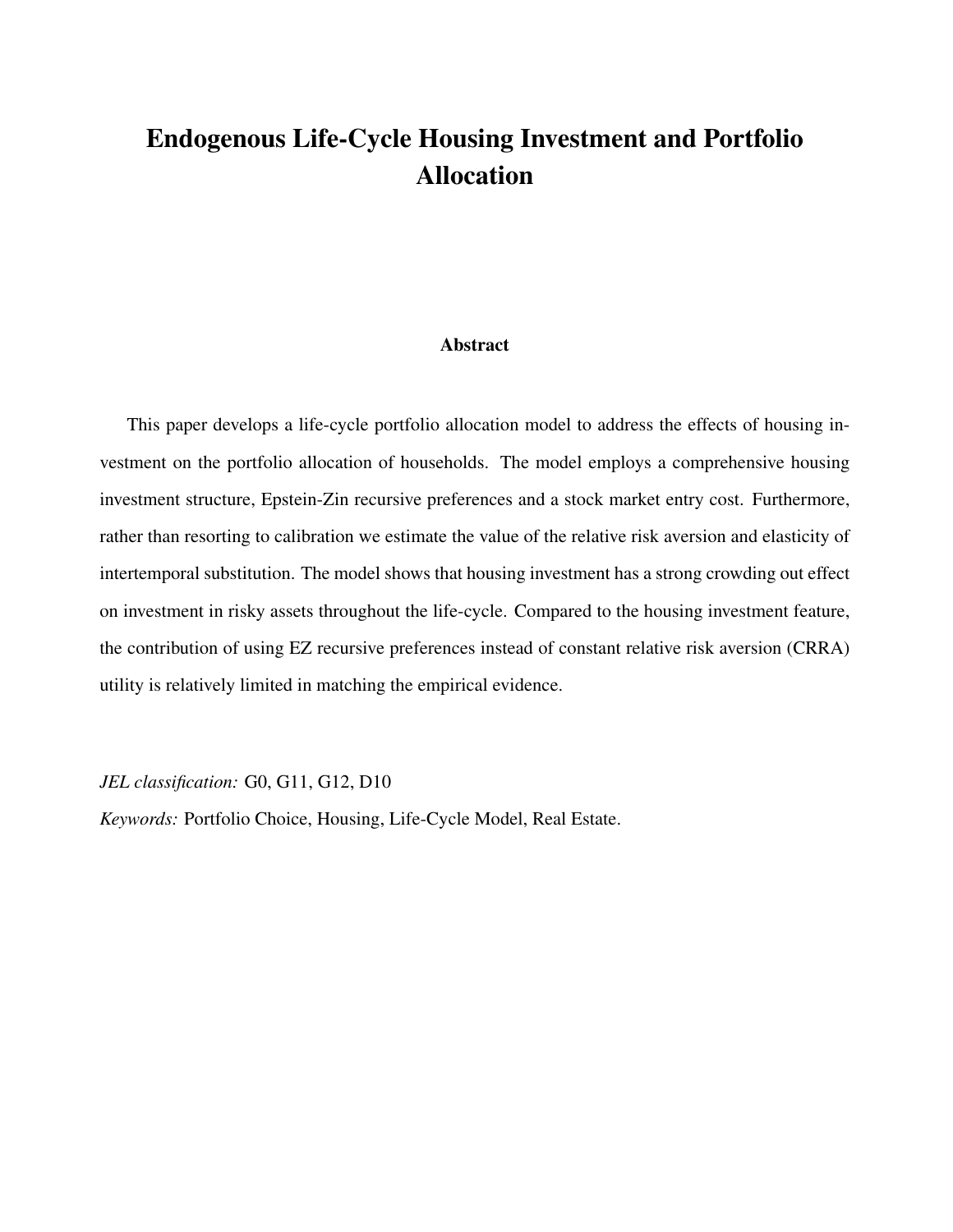# Endogenous Life-Cycle Housing Investment and Portfolio Allocation

## Abstract

This paper develops a life-cycle portfolio allocation model to address the effects of housing investment on the portfolio allocation of households. The model employs a comprehensive housing investment structure, Epstein-Zin recursive preferences and a stock market entry cost. Furthermore, rather than resorting to calibration we estimate the value of the relative risk aversion and elasticity of intertemporal substitution. The model shows that housing investment has a strong crowding out effect on investment in risky assets throughout the life-cycle. Compared to the housing investment feature, the contribution of using EZ recursive preferences instead of constant relative risk aversion (CRRA) utility is relatively limited in matching the empirical evidence.

*JEL classification:* G0, G11, G12, D10

*Keywords:* Portfolio Choice, Housing, Life-Cycle Model, Real Estate.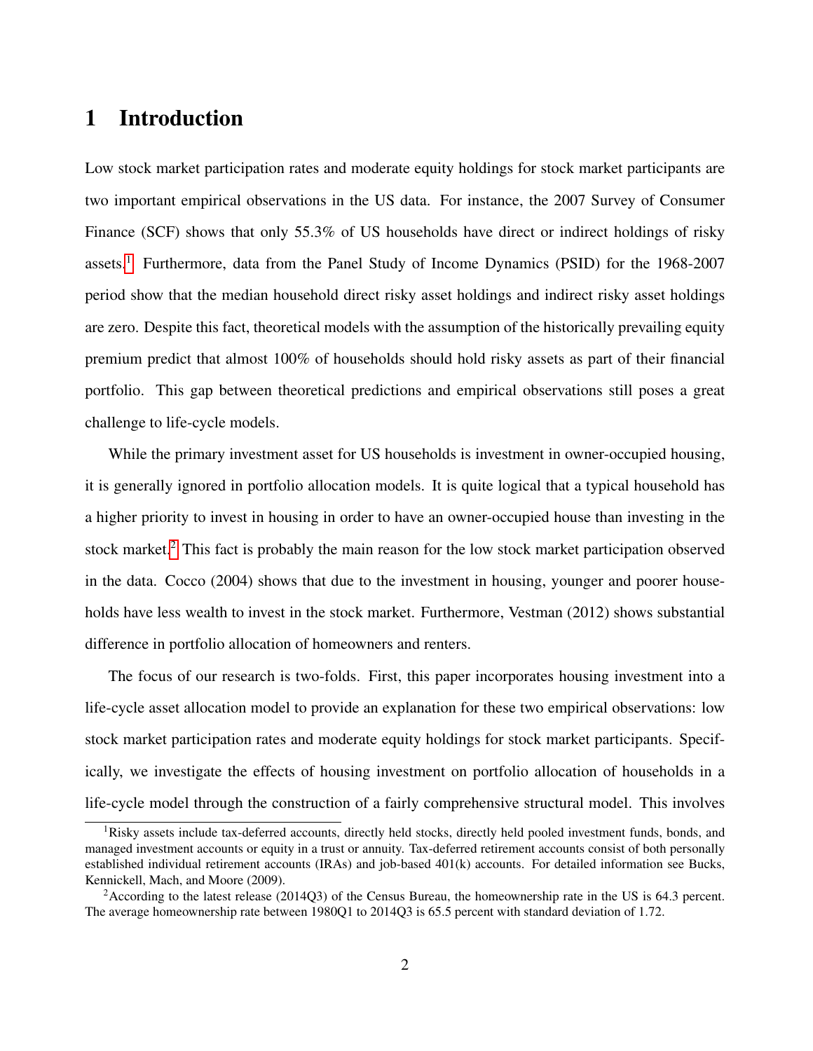# 1 Introduction

Low stock market participation rates and moderate equity holdings for stock market participants are two important empirical observations in the US data. For instance, the 2007 Survey of Consumer Finance (SCF) shows that only 55.3% of US households have direct or indirect holdings of risky assets.[1] Furthermore, data from the Panel Study of Income Dynamics (PSID) for the 1968-2007 period show that the median household direct risky asset holdings and indirect risky asset holdings are zero. Despite this fact, theoretical models with the assumption of the historically prevailing equity premium predict that almost 100% of households should hold risky assets as part of their financial portfolio. This gap between theoretical predictions and empirical observations still poses a great challenge to life-cycle models.

While the primary investment asset for US households is investment in owner-occupied housing, it is generally ignored in portfolio allocation models. It is quite logical that a typical household has a higher priority to invest in housing in order to have an owner-occupied house than investing in the stock market.[2] This fact is probably the main reason for the low stock market participation observed in the data. Cocco (2004) shows that due to the investment in housing, younger and poorer households have less wealth to invest in the stock market. Furthermore, Vestman (2012) shows substantial difference in portfolio allocation of homeowners and renters.

The focus of our research is two-folds. First, this paper incorporates housing investment into a life-cycle asset allocation model to provide an explanation for these two empirical observations: low stock market participation rates and moderate equity holdings for stock market participants. Specifically, we investigate the effects of housing investment on portfolio allocation of households in a life-cycle model through the construction of a fairly comprehensive structural model. This involves

[1] Risky assets include tax-deferred accounts, directly held stocks, directly held pooled investment funds, bonds, and managed investment accounts or equity in a trust or annuity. Tax-deferred retirement accounts consist of both personally established individual retirement accounts (IRAs) and job-based 401(k) accounts. For detailed information see Bucks, Kennickell, Mach, and Moore (2009).

[2] According to the latest release (2014Q3) of the Census Bureau, the homeownership rate in the US is 64.3 percent. The average homeownership rate between 1980Q1 to 2014Q3 is 65.5 percent with standard deviation of 1.72.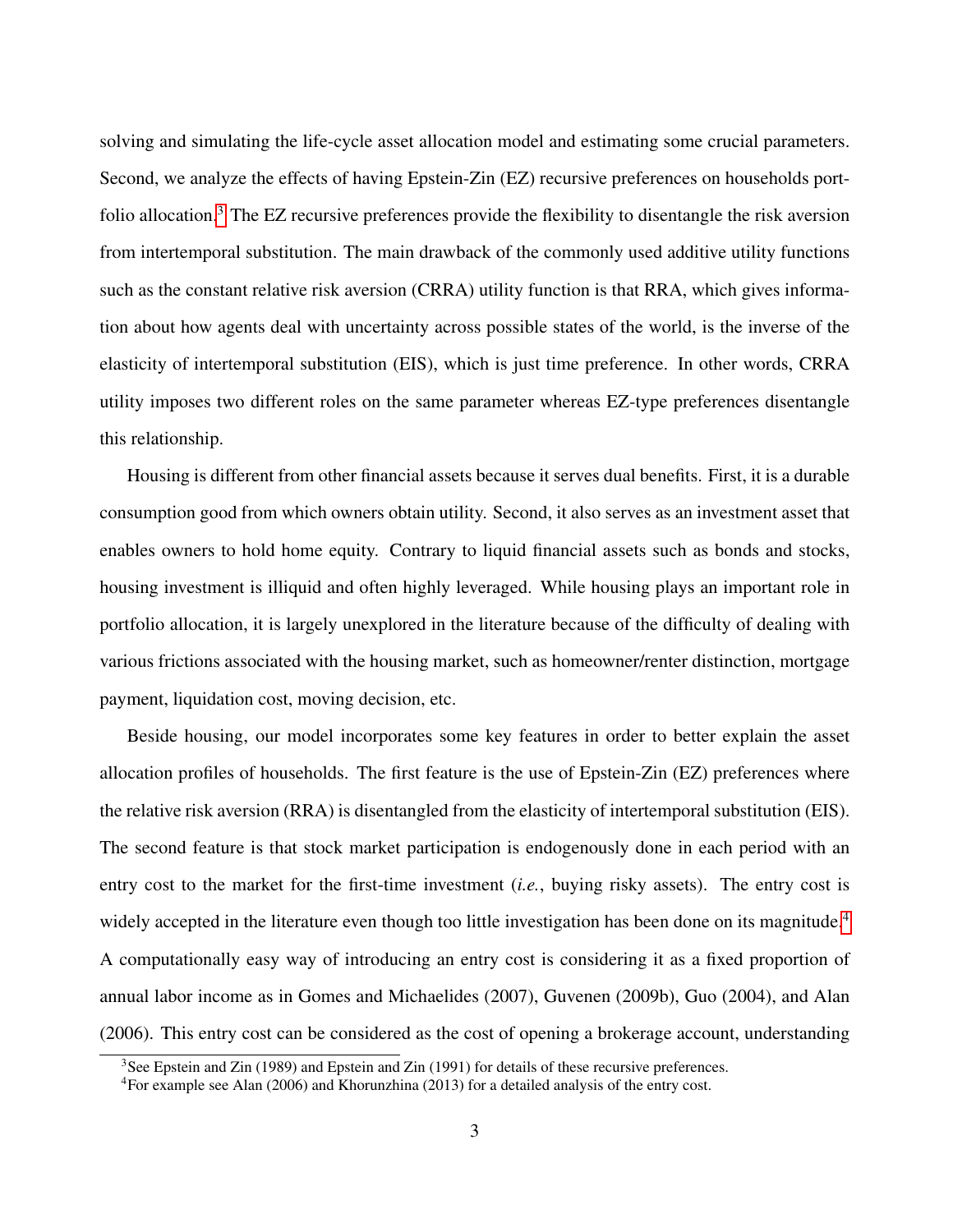solving and simulating the life-cycle asset allocation model and estimating some crucial parameters. Second, we analyze the effects of having Epstein-Zin (EZ) recursive preferences on households portfolio allocation.[3] The EZ recursive preferences provide the flexibility to disentangle the risk aversion from intertemporal substitution. The main drawback of the commonly used additive utility functions such as the constant relative risk aversion (CRRA) utility function is that RRA, which gives information about how agents deal with uncertainty across possible states of the world, is the inverse of the elasticity of intertemporal substitution (EIS), which is just time preference. In other words, CRRA utility imposes two different roles on the same parameter whereas EZ-type preferences disentangle this relationship.

Housing is different from other financial assets because it serves dual benefits. First, it is a durable consumption good from which owners obtain utility. Second, it also serves as an investment asset that enables owners to hold home equity. Contrary to liquid financial assets such as bonds and stocks, housing investment is illiquid and often highly leveraged. While housing plays an important role in portfolio allocation, it is largely unexplored in the literature because of the difficulty of dealing with various frictions associated with the housing market, such as homeowner/renter distinction, mortgage payment, liquidation cost, moving decision, etc.

Beside housing, our model incorporates some key features in order to better explain the asset allocation profiles of households. The first feature is the use of Epstein-Zin (EZ) preferences where the relative risk aversion (RRA) is disentangled from the elasticity of intertemporal substitution (EIS). The second feature is that stock market participation is endogenously done in each period with an entry cost to the market for the first-time investment (*i.e.*, buying risky assets). The entry cost is widely accepted in the literature even though too little investigation has been done on its magnitude.[4] A computationally easy way of introducing an entry cost is considering it as a fixed proportion of annual labor income as in Gomes and Michaelides (2007), Guvenen (2009b), Guo (2004), and Alan (2006). This entry cost can be considered as the cost of opening a brokerage account, understanding

[3] See Epstein and Zin (1989) and Epstein and Zin (1991) for details of these recursive preferences.

[4] For example see Alan (2006) and Khorunzhina (2013) for a detailed analysis of the entry cost.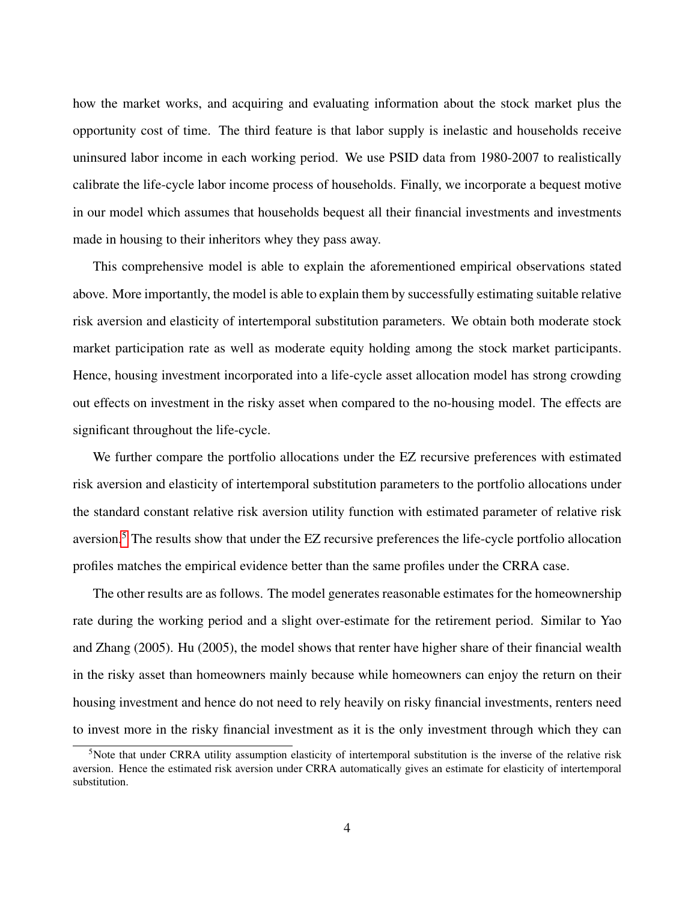how the market works, and acquiring and evaluating information about the stock market plus the opportunity cost of time. The third feature is that labor supply is inelastic and households receive uninsured labor income in each working period. We use PSID data from 1980-2007 to realistically calibrate the life-cycle labor income process of households. Finally, we incorporate a bequest motive in our model which assumes that households bequest all their financial investments and investments made in housing to their inheritors whey they pass away.

This comprehensive model is able to explain the aforementioned empirical observations stated above. More importantly, the model is able to explain them by successfully estimating suitable relative risk aversion and elasticity of intertemporal substitution parameters. We obtain both moderate stock market participation rate as well as moderate equity holding among the stock market participants. Hence, housing investment incorporated into a life-cycle asset allocation model has strong crowding out effects on investment in the risky asset when compared to the no-housing model. The effects are significant throughout the life-cycle.

We further compare the portfolio allocations under the EZ recursive preferences with estimated risk aversion and elasticity of intertemporal substitution parameters to the portfolio allocations under the standard constant relative risk aversion utility function with estimated parameter of relative risk aversion.[5] The results show that under the EZ recursive preferences the life-cycle portfolio allocation profiles matches the empirical evidence better than the same profiles under the CRRA case.

The other results are as follows. The model generates reasonable estimates for the homeownership rate during the working period and a slight over-estimate for the retirement period. Similar to Yao and Zhang (2005). Hu (2005), the model shows that renter have higher share of their financial wealth in the risky asset than homeowners mainly because while homeowners can enjoy the return on their housing investment and hence do not need to rely heavily on risky financial investments, renters need to invest more in the risky financial investment as it is the only investment through which they can

[5] Note that under CRRA utility assumption elasticity of intertemporal substitution is the inverse of the relative risk aversion. Hence the estimated risk aversion under CRRA automatically gives an estimate for elasticity of intertemporal substitution.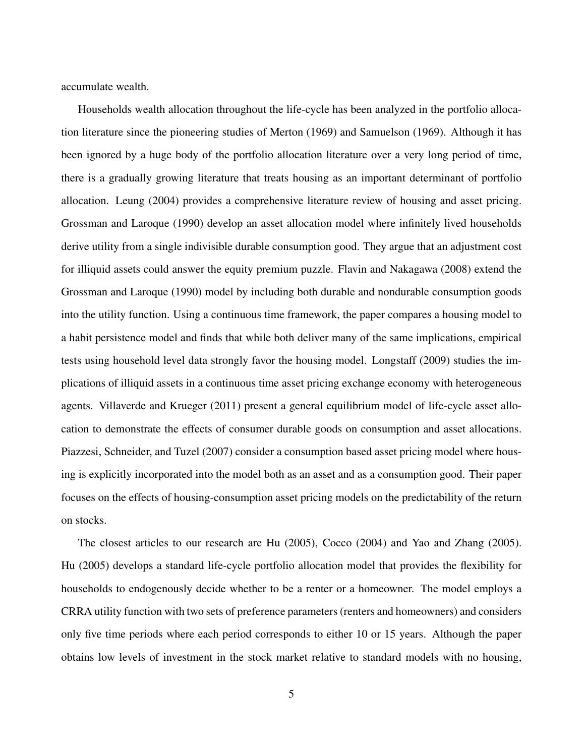accumulate wealth.

Households wealth allocation throughout the life-cycle has been analyzed in the portfolio allocation literature since the pioneering studies of Merton (1969) and Samuelson (1969). Although it has been ignored by a huge body of the portfolio allocation literature over a very long period of time, there is a gradually growing literature that treats housing as an important determinant of portfolio allocation. Leung (2004) provides a comprehensive literature review of housing and asset pricing. Grossman and Laroque (1990) develop an asset allocation model where infinitely lived households derive utility from a single indivisible durable consumption good. They argue that an adjustment cost for illiquid assets could answer the equity premium puzzle. Flavin and Nakagawa (2008) extend the Grossman and Laroque (1990) model by including both durable and nondurable consumption goods into the utility function. Using a continuous time framework, the paper compares a housing model to a habit persistence model and finds that while both deliver many of the same implications, empirical tests using household level data strongly favor the housing model. Longstaff (2009) studies the implications of illiquid assets in a continuous time asset pricing exchange economy with heterogeneous agents. Villaverde and Krueger (2011) present a general equilibrium model of life-cycle asset allocation to demonstrate the effects of consumer durable goods on consumption and asset allocations. Piazzesi, Schneider, and Tuzel (2007) consider a consumption based asset pricing model where housing is explicitly incorporated into the model both as an asset and as a consumption good. Their paper focuses on the effects of housing-consumption asset pricing models on the predictability of the return on stocks.

The closest articles to our research are Hu (2005), Cocco (2004) and Yao and Zhang (2005). Hu (2005) develops a standard life-cycle portfolio allocation model that provides the flexibility for households to endogenously decide whether to be a renter or a homeowner. The model employs a CRRA utility function with two sets of preference parameters (renters and homeowners) and considers only five time periods where each period corresponds to either 10 or 15 years. Although the paper obtains low levels of investment in the stock market relative to standard models with no housing,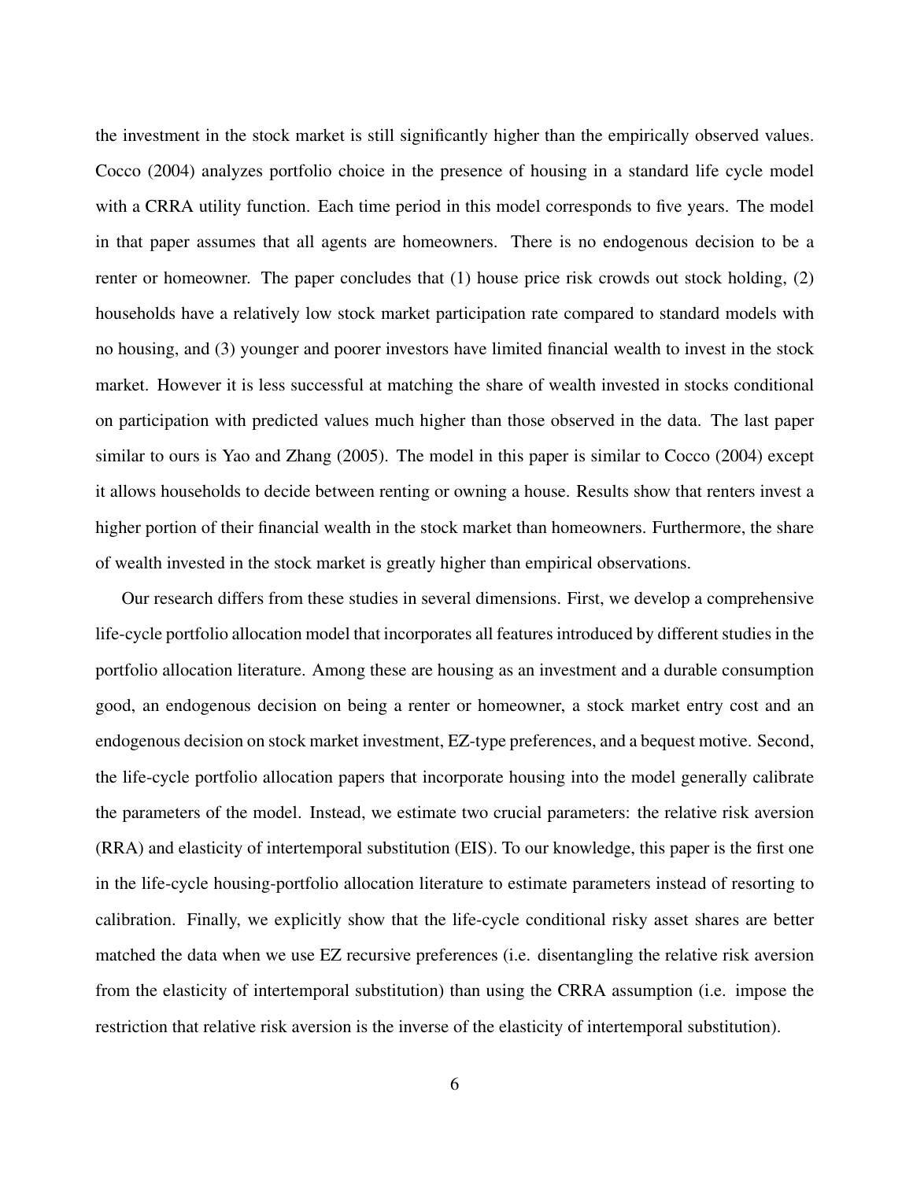the investment in the stock market is still significantly higher than the empirically observed values. Cocco (2004) analyzes portfolio choice in the presence of housing in a standard life cycle model with a CRRA utility function. Each time period in this model corresponds to five years. The model in that paper assumes that all agents are homeowners. There is no endogenous decision to be a renter or homeowner. The paper concludes that (1) house price risk crowds out stock holding, (2) households have a relatively low stock market participation rate compared to standard models with no housing, and (3) younger and poorer investors have limited financial wealth to invest in the stock market. However it is less successful at matching the share of wealth invested in stocks conditional on participation with predicted values much higher than those observed in the data. The last paper similar to ours is Yao and Zhang (2005). The model in this paper is similar to Cocco (2004) except it allows households to decide between renting or owning a house. Results show that renters invest a higher portion of their financial wealth in the stock market than homeowners. Furthermore, the share of wealth invested in the stock market is greatly higher than empirical observations.

Our research differs from these studies in several dimensions. First, we develop a comprehensive life-cycle portfolio allocation model that incorporates all features introduced by different studies in the portfolio allocation literature. Among these are housing as an investment and a durable consumption good, an endogenous decision on being a renter or homeowner, a stock market entry cost and an endogenous decision on stock market investment, EZ-type preferences, and a bequest motive. Second, the life-cycle portfolio allocation papers that incorporate housing into the model generally calibrate the parameters of the model. Instead, we estimate two crucial parameters: the relative risk aversion (RRA) and elasticity of intertemporal substitution (EIS). To our knowledge, this paper is the first one in the life-cycle housing-portfolio allocation literature to estimate parameters instead of resorting to calibration. Finally, we explicitly show that the life-cycle conditional risky asset shares are better matched the data when we use EZ recursive preferences (i.e. disentangling the relative risk aversion from the elasticity of intertemporal substitution) than using the CRRA assumption (i.e. impose the restriction that relative risk aversion is the inverse of the elasticity of intertemporal substitution).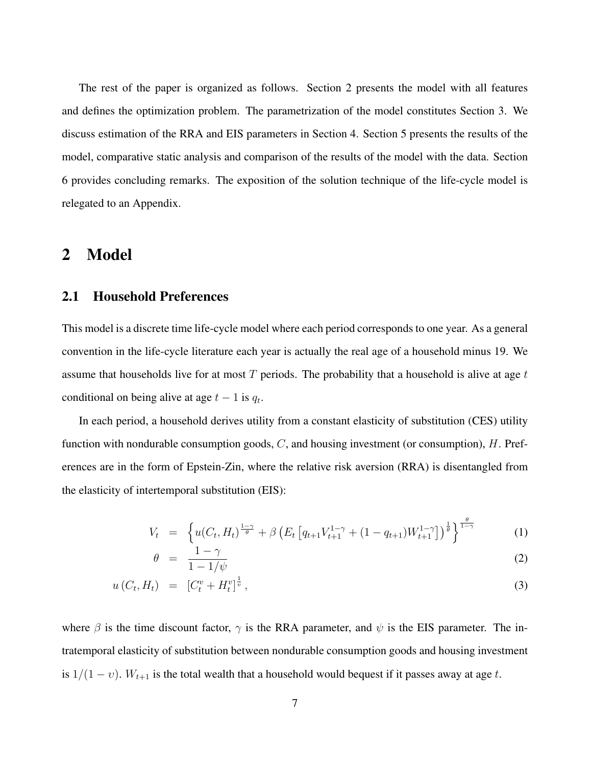The rest of the paper is organized as follows. Section 2 presents the model with all features and defines the optimization problem. The parametrization of the model constitutes Section 3. We discuss estimation of the RRA and EIS parameters in Section 4. Section 5 presents the results of the model, comparative static analysis and comparison of the results of the model with the data. Section 6 provides concluding remarks. The exposition of the solution technique of the life-cycle model is relegated to an Appendix.

# 2 Model

## 2.1 Household Preferences

This model is a discrete time life-cycle model where each period corresponds to one year. As a general convention in the life-cycle literature each year is actually the real age of a household minus 19. We assume that households live for at most $T$ periods. The probability that a household is alive at age $t$ conditional on being alive at age $t-1$ is $q_t$.

In each period, a household derives utility from a constant elasticity of substitution (CES) utility function with nondurable consumption goods, $C$, and housing investment (or consumption), $H$. Preferences are in the form of Epstein-Zin, where the relative risk aversion (RRA) is disentangled from the elasticity of intertemporal substitution (EIS):

$$V_t = \left\{ u(C_t, H_t)^{\frac{1-\gamma}{\theta}} + \beta \left( E_t \left[ q_{t+1} V_{t+1}^{1-\gamma} + (1-q_{t+1}) W_{t+1}^{1-\gamma} \right] \right)^{\frac{1}{\theta}} \right\}^{\frac{\theta}{1-\gamma}} \tag{1}$$

$$\theta = \frac{1-\gamma}{1-1/\psi} \tag{2}$$

$$u(C_t, H_t) = \left[ C_t^{\upsilon} + H_t^{\upsilon} \right]^{\frac{1}{\upsilon}}, \tag{3}$$

where $\beta$ is the time discount factor, $\gamma$ is the RRA parameter, and $\psi$ is the EIS parameter. The intratemporal elasticity of substitution between nondurable consumption goods and housing investment is $1/(1-\upsilon)$. $W_{t+1}$ is the total wealth that a household would bequest if it passes away at age $t$.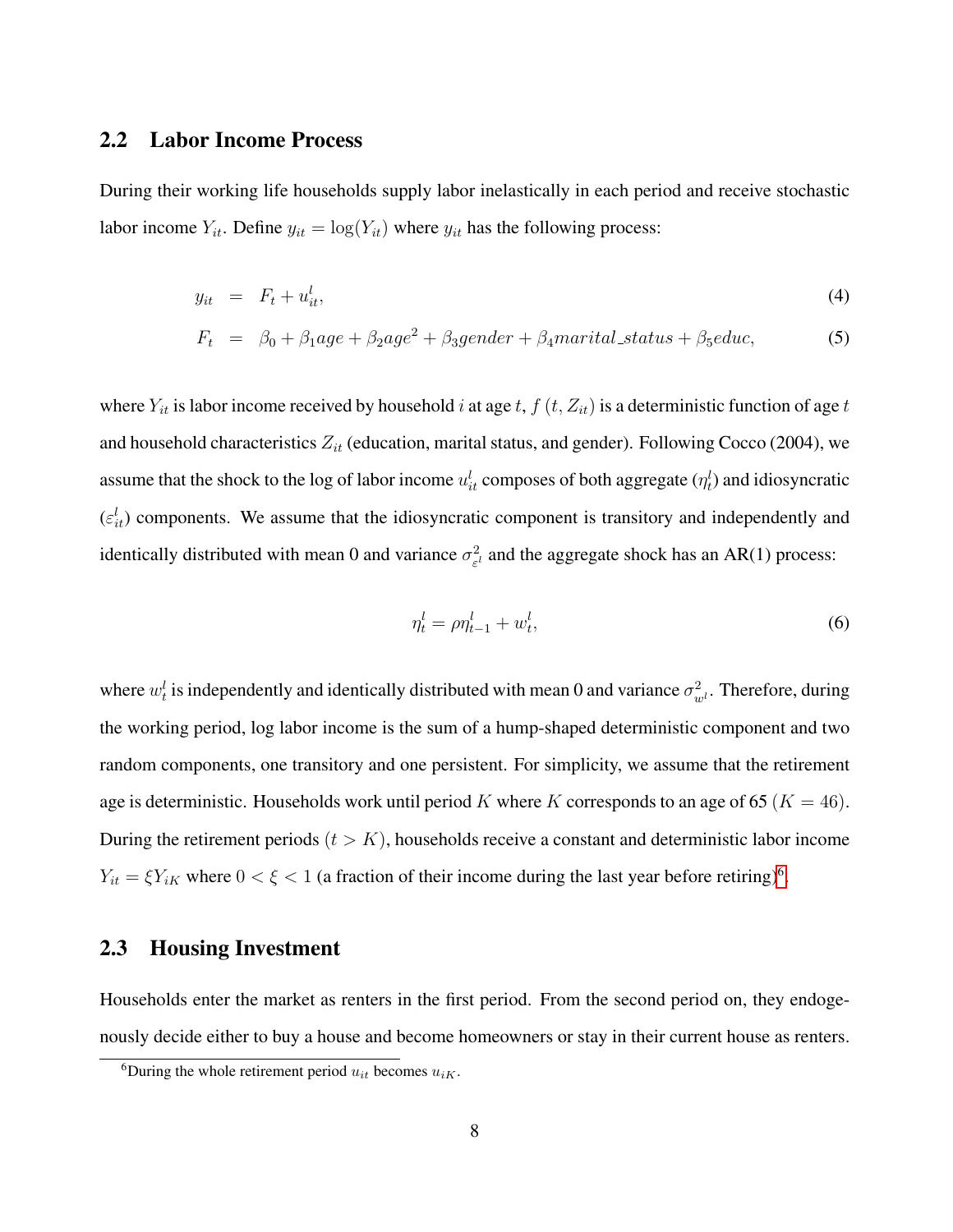## 2.2 Labor Income Process

During their working life households supply labor inelastically in each period and receive stochastic labor income $Y_{it}$. Define $y_{it} = \log(Y_{it})$ where $y_{it}$ has the following process:

$$y_{it} = F_t + u_{it}^l, \tag{4}$$

$$F_t = \beta_0 + \beta_1 age + \beta_2 age^2 + \beta_3 gender + \beta_4 marital\_status + \beta_5 educ, \tag{5}$$

where $Y_{it}$ is labor income received by household $i$ at age $t$, $f(t, Z_{it})$ is a deterministic function of age $t$ and household characteristics $Z_{it}$ (education, marital status, and gender). Following Cocco (2004), we assume that the shock to the log of labor income $u_{it}^l$ composes of both aggregate ($\eta_t^l$) and idiosyncratic ($\varepsilon_{it}^l$) components. We assume that the idiosyncratic component is transitory and independently and identically distributed with mean 0 and variance $\sigma_{\varepsilon^l}^2$ and the aggregate shock has an AR(1) process:

$$\eta_t^l = \rho \eta_{t-1}^l + w_t^l, \tag{6}$$

where $w_t^l$ is independently and identically distributed with mean 0 and variance $\sigma_{w^l}^2$. Therefore, during the working period, log labor income is the sum of a hump-shaped deterministic component and two random components, one transitory and one persistent. For simplicity, we assume that the retirement age is deterministic. Households work until period $K$ where $K$ corresponds to an age of 65 ($K = 46$). During the retirement periods ($t > K$), households receive a constant and deterministic labor income $Y_{it} = \xi Y_{iK}$ where $0 < \xi < 1$ (a fraction of their income during the last year before retiring)[6].

## 2.3 Housing Investment

Households enter the market as renters in the first period. From the second period on, they endogenously decide either to buy a house and become homeowners or stay in their current house as renters.

[6]During the whole retirement period $u_{it}$ becomes $u_{iK}$.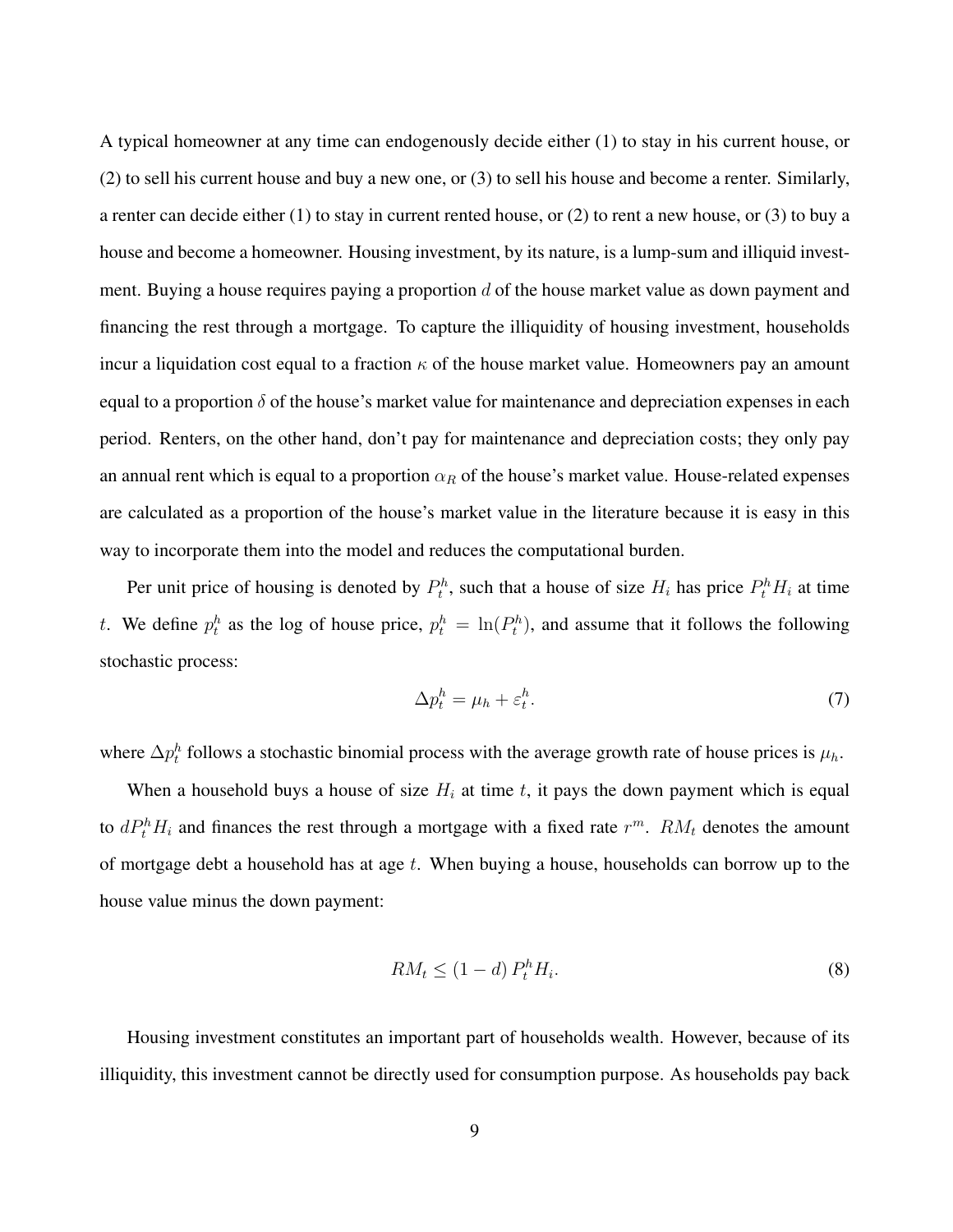A typical homeowner at any time can endogenously decide either (1) to stay in his current house, or (2) to sell his current house and buy a new one, or (3) to sell his house and become a renter. Similarly, a renter can decide either (1) to stay in current rented house, or (2) to rent a new house, or (3) to buy a house and become a homeowner. Housing investment, by its nature, is a lump-sum and illiquid investment. Buying a house requires paying a proportion $d$ of the house market value as down payment and financing the rest through a mortgage. To capture the illiquidity of housing investment, households incur a liquidation cost equal to a fraction $\kappa$ of the house market value. Homeowners pay an amount equal to a proportion $\delta$ of the house's market value for maintenance and depreciation expenses in each period. Renters, on the other hand, don't pay for maintenance and depreciation costs; they only pay an annual rent which is equal to a proportion $\alpha_R$ of the house's market value. House-related expenses are calculated as a proportion of the house's market value in the literature because it is easy in this way to incorporate them into the model and reduces the computational burden.

Per unit price of housing is denoted by $P_t^h$, such that a house of size $H_i$ has price $P_t^h H_i$ at time $t$. We define $p_t^h$ as the log of house price, $p_t^h = \ln(P_t^h)$, and assume that it follows the following stochastic process:

$$\Delta p_t^h = \mu_h + \varepsilon_t^h. \tag{7}$$

where $\Delta p_t^h$ follows a stochastic binomial process with the average growth rate of house prices is $\mu_h$.

When a household buys a house of size $H_i$ at time $t$, it pays the down payment which is equal to $dP_t^h H_i$ and finances the rest through a mortgage with a fixed rate $r^m$. $RM_t$ denotes the amount of mortgage debt a household has at age $t$. When buying a house, households can borrow up to the house value minus the down payment:

$$RM_t \leq (1 - d)\, P_t^h H_i. \tag{8}$$

Housing investment constitutes an important part of households wealth. However, because of its illiquidity, this investment cannot be directly used for consumption purpose. As households pay back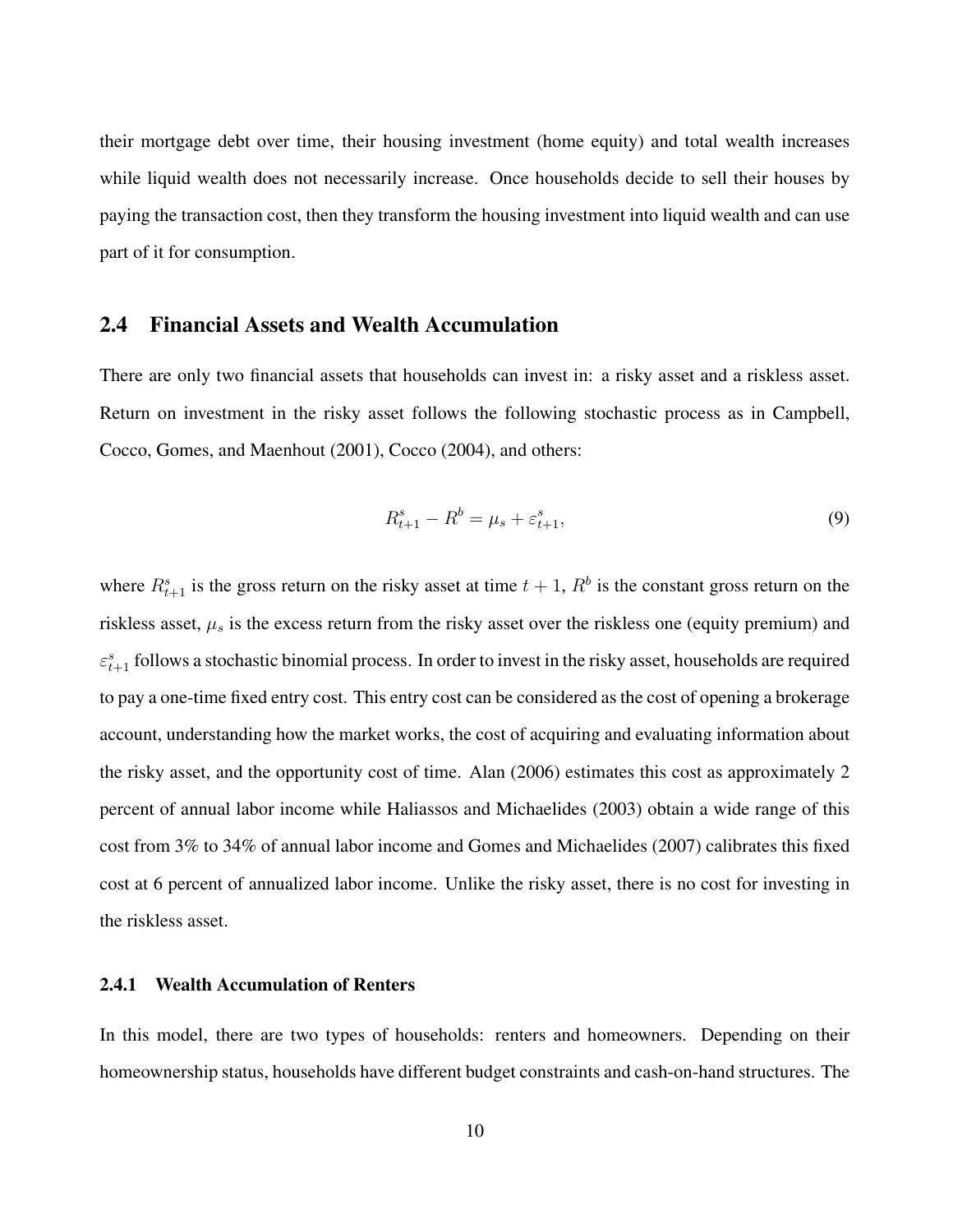their mortgage debt over time, their housing investment (home equity) and total wealth increases while liquid wealth does not necessarily increase. Once households decide to sell their houses by paying the transaction cost, then they transform the housing investment into liquid wealth and can use part of it for consumption.

## 2.4 Financial Assets and Wealth Accumulation

There are only two financial assets that households can invest in: a risky asset and a riskless asset. Return on investment in the risky asset follows the following stochastic process as in Campbell, Cocco, Gomes, and Maenhout (2001), Cocco (2004), and others:

$$R_{t+1}^{s} - R^{b} = \mu_{s} + \varepsilon_{t+1}^{s}, \tag{9}$$

where $R_{t+1}^{s}$ is the gross return on the risky asset at time $t+1$, $R^{b}$ is the constant gross return on the riskless asset, $\mu_{s}$ is the excess return from the risky asset over the riskless one (equity premium) and $\varepsilon_{t+1}^{s}$ follows a stochastic binomial process. In order to invest in the risky asset, households are required to pay a one-time fixed entry cost. This entry cost can be considered as the cost of opening a brokerage account, understanding how the market works, the cost of acquiring and evaluating information about the risky asset, and the opportunity cost of time. Alan (2006) estimates this cost as approximately 2 percent of annual labor income while Haliassos and Michaelides (2003) obtain a wide range of this cost from 3% to 34% of annual labor income and Gomes and Michaelides (2007) calibrates this fixed cost at 6 percent of annualized labor income. Unlike the risky asset, there is no cost for investing in the riskless asset.

### 2.4.1 Wealth Accumulation of Renters

In this model, there are two types of households: renters and homeowners. Depending on their homeownership status, households have different budget constraints and cash-on-hand structures. The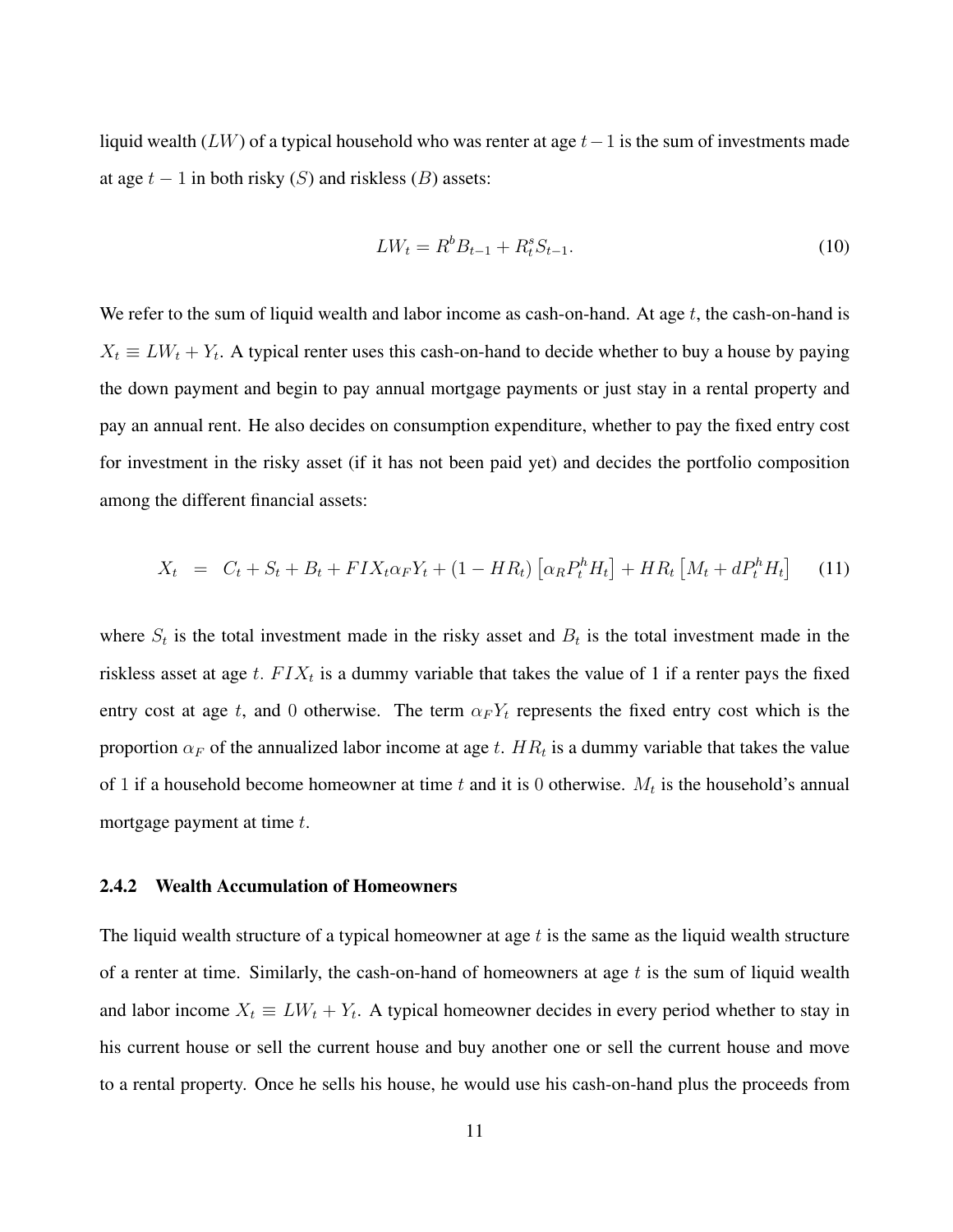liquid wealth ($LW$) of a typical household who was renter at age $t-1$ is the sum of investments made at age $t-1$ in both risky ($S$) and riskless ($B$) assets:

$$LW_t = R^b B_{t-1} + R_t^s S_{t-1}. \tag{10}$$

We refer to the sum of liquid wealth and labor income as cash-on-hand. At age $t$, the cash-on-hand is $X_t \equiv LW_t + Y_t$. A typical renter uses this cash-on-hand to decide whether to buy a house by paying the down payment and begin to pay annual mortgage payments or just stay in a rental property and pay an annual rent. He also decides on consumption expenditure, whether to pay the fixed entry cost for investment in the risky asset (if it has not been paid yet) and decides the portfolio composition among the different financial assets:

$$X_t \;=\; C_t + S_t + B_t + FIX_t \alpha_F Y_t + (1 - HR_t)\left[\alpha_R P_t^h H_t\right] + HR_t\left[M_t + dP_t^h H_t\right] \tag{11}$$

where $S_t$ is the total investment made in the risky asset and $B_t$ is the total investment made in the riskless asset at age $t$. $FIX_t$ is a dummy variable that takes the value of 1 if a renter pays the fixed entry cost at age $t$, and 0 otherwise. The term $\alpha_F Y_t$ represents the fixed entry cost which is the proportion $\alpha_F$ of the annualized labor income at age $t$. $HR_t$ is a dummy variable that takes the value of 1 if a household become homeowner at time $t$ and it is 0 otherwise. $M_t$ is the household's annual mortgage payment at time $t$.

### 2.4.2 Wealth Accumulation of Homeowners

The liquid wealth structure of a typical homeowner at age $t$ is the same as the liquid wealth structure of a renter at time. Similarly, the cash-on-hand of homeowners at age $t$ is the sum of liquid wealth and labor income $X_t \equiv LW_t + Y_t$. A typical homeowner decides in every period whether to stay in his current house or sell the current house and buy another one or sell the current house and move to a rental property. Once he sells his house, he would use his cash-on-hand plus the proceeds from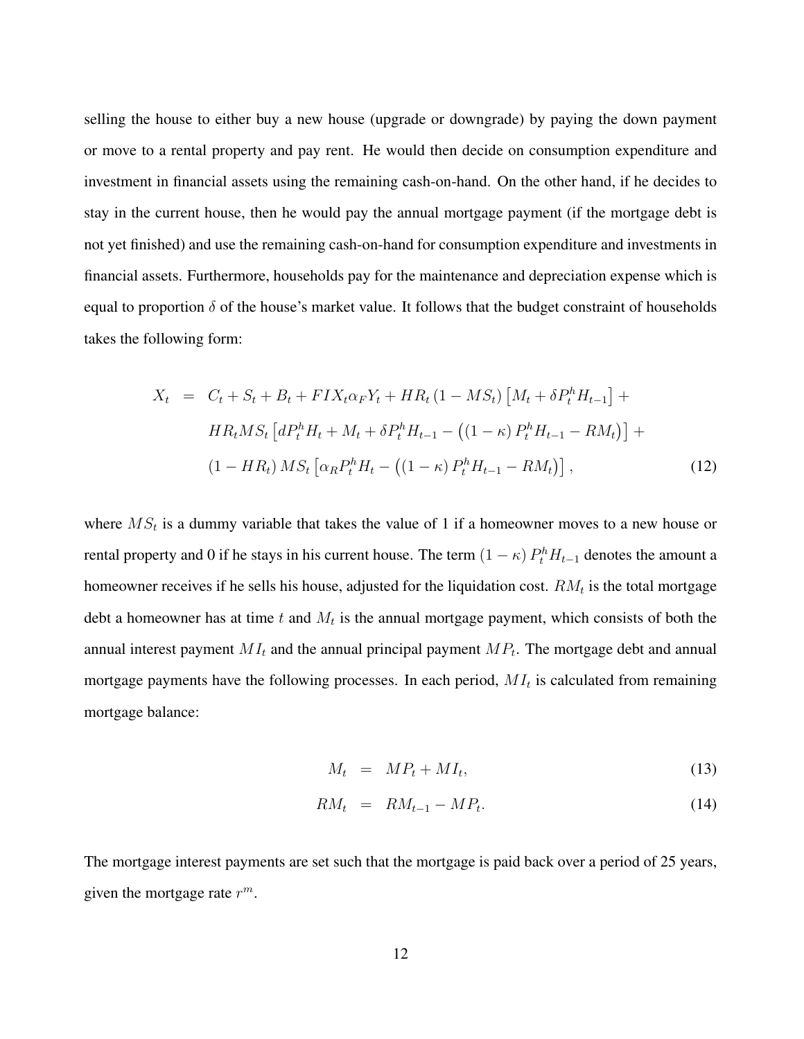selling the house to either buy a new house (upgrade or downgrade) by paying the down payment or move to a rental property and pay rent. He would then decide on consumption expenditure and investment in financial assets using the remaining cash-on-hand. On the other hand, if he decides to stay in the current house, then he would pay the annual mortgage payment (if the mortgage debt is not yet finished) and use the remaining cash-on-hand for consumption expenditure and investments in financial assets. Furthermore, households pay for the maintenance and depreciation expense which is equal to proportion $\delta$ of the house's market value. It follows that the budget constraint of households takes the following form:

$$
\begin{aligned}
X_t &= C_t + S_t + B_t + FIX_t \alpha_F Y_t + HR_t \left(1 - MS_t\right) \left[M_t + \delta P_t^h H_{t-1}\right] + \\
&\quad HR_t MS_t \left[d P_t^h H_t + M_t + \delta P_t^h H_{t-1} - \left(\left(1 - \kappa\right) P_t^h H_{t-1} - RM_t\right)\right] + \\
&\quad \left(1 - HR_t\right) MS_t \left[\alpha_R P_t^h H_t - \left(\left(1 - \kappa\right) P_t^h H_{t-1} - RM_t\right)\right], \qquad (12)
\end{aligned}
$$

where $MS_t$ is a dummy variable that takes the value of 1 if a homeowner moves to a new house or rental property and 0 if he stays in his current house. The term $\left(1 - \kappa\right) P_t^h H_{t-1}$ denotes the amount a homeowner receives if he sells his house, adjusted for the liquidation cost. $RM_t$ is the total mortgage debt a homeowner has at time $t$ and $M_t$ is the annual mortgage payment, which consists of both the annual interest payment $MI_t$ and the annual principal payment $MP_t$. The mortgage debt and annual mortgage payments have the following processes. In each period, $MI_t$ is calculated from remaining mortgage balance:

$$
M_t = MP_t + MI_t, \qquad (13)
$$

$$
RM_t = RM_{t-1} - MP_t. \qquad (14)
$$

The mortgage interest payments are set such that the mortgage is paid back over a period of 25 years, given the mortgage rate $r^m$.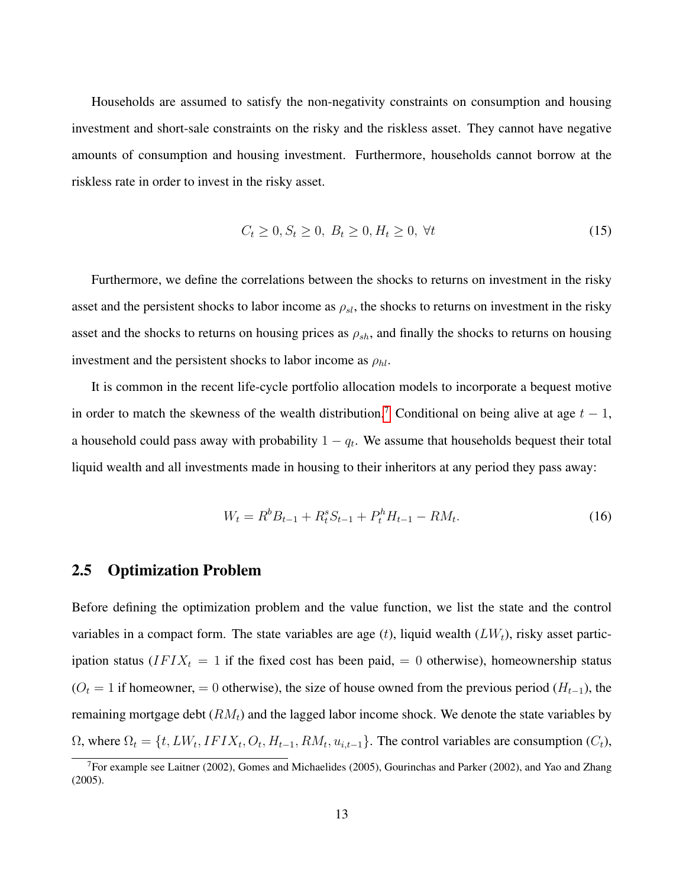Households are assumed to satisfy the non-negativity constraints on consumption and housing investment and short-sale constraints on the risky and the riskless asset. They cannot have negative amounts of consumption and housing investment. Furthermore, households cannot borrow at the riskless rate in order to invest in the risky asset.

$$C_t \geq 0, S_t \geq 0,\ B_t \geq 0, H_t \geq 0,\ \forall t \tag{15}$$

Furthermore, we define the correlations between the shocks to returns on investment in the risky asset and the persistent shocks to labor income as $\rho_{sl}$, the shocks to returns on investment in the risky asset and the shocks to returns on housing prices as $\rho_{sh}$, and finally the shocks to returns on housing investment and the persistent shocks to labor income as $\rho_{hl}$.

It is common in the recent life-cycle portfolio allocation models to incorporate a bequest motive in order to match the skewness of the wealth distribution.[7] Conditional on being alive at age $t-1$, a household could pass away with probability $1 - q_t$. We assume that households bequest their total liquid wealth and all investments made in housing to their inheritors at any period they pass away:

$$W_t = R^b B_{t-1} + R^s_t S_{t-1} + P^h_t H_{t-1} - RM_t. \tag{16}$$

## 2.5 Optimization Problem

Before defining the optimization problem and the value function, we list the state and the control variables in a compact form. The state variables are age ($t$), liquid wealth ($LW_t$), risky asset participation status ($IFIX_t = 1$ if the fixed cost has been paid, $= 0$ otherwise), homeownership status ($O_t = 1$ if homeowner, $= 0$ otherwise), the size of house owned from the previous period ($H_{t-1}$), the remaining mortgage debt ($RM_t$) and the lagged labor income shock. We denote the state variables by $\Omega$, where $\Omega_t = \{t, LW_t, IFIX_t, O_t, H_{t-1}, RM_t, u_{i,t-1}\}$. The control variables are consumption ($C_t$),

[7] For example see Laitner (2002), Gomes and Michaelides (2005), Gourinchas and Parker (2002), and Yao and Zhang (2005).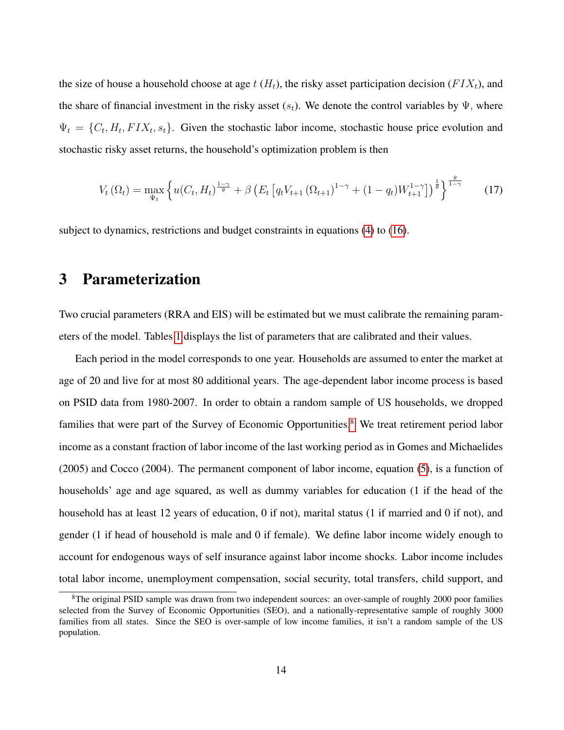the size of house a household choose at age $t$ ($H_t$), the risky asset participation decision ($FIX_t$), and the share of financial investment in the risky asset ($s_t$). We denote the control variables by $\Psi$, where $\Psi_t = \{C_t, H_t, FIX_t, s_t\}$. Given the stochastic labor income, stochastic house price evolution and stochastic risky asset returns, the household's optimization problem is then

$$V_t(\Omega_t) = \max_{\Psi_t} \left\{ u(C_t, H_t)^{\frac{1-\gamma}{\theta}} + \beta \left( E_t \left[ q_t V_{t+1}(\Omega_{t+1})^{1-\gamma} + (1-q_t) W_{t+1}^{1-\gamma} \right] \right)^{\frac{1}{\theta}} \right\}^{\frac{\theta}{1-\gamma}} \tag{17}$$

subject to dynamics, restrictions and budget constraints in equations (4) to (16).

# 3 Parameterization

Two crucial parameters (RRA and EIS) will be estimated but we must calibrate the remaining parameters of the model. Tables 1 displays the list of parameters that are calibrated and their values.

Each period in the model corresponds to one year. Households are assumed to enter the market at age of 20 and live for at most 80 additional years. The age-dependent labor income process is based on PSID data from 1980-2007. In order to obtain a random sample of US households, we dropped families that were part of the Survey of Economic Opportunities.[8] We treat retirement period labor income as a constant fraction of labor income of the last working period as in Gomes and Michaelides (2005) and Cocco (2004). The permanent component of labor income, equation (5), is a function of households' age and age squared, as well as dummy variables for education (1 if the head of the household has at least 12 years of education, 0 if not), marital status (1 if married and 0 if not), and gender (1 if head of household is male and 0 if female). We define labor income widely enough to account for endogenous ways of self insurance against labor income shocks. Labor income includes total labor income, unemployment compensation, social security, total transfers, child support, and

[8] The original PSID sample was drawn from two independent sources: an over-sample of roughly 2000 poor families selected from the Survey of Economic Opportunities (SEO), and a nationally-representative sample of roughly 3000 families from all states. Since the SEO is over-sample of low income families, it isn't a random sample of the US population.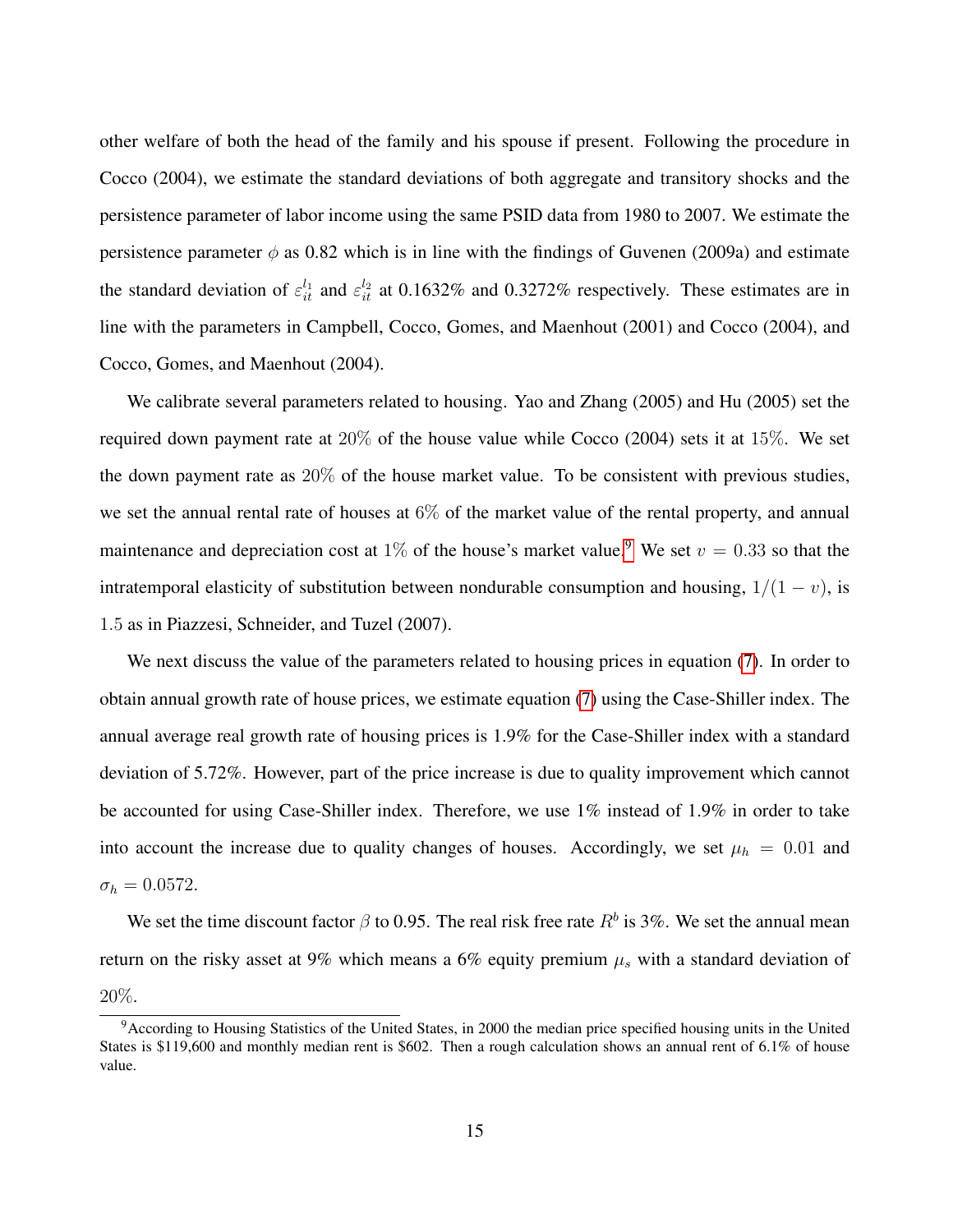other welfare of both the head of the family and his spouse if present. Following the procedure in Cocco (2004), we estimate the standard deviations of both aggregate and transitory shocks and the persistence parameter of labor income using the same PSID data from 1980 to 2007. We estimate the persistence parameter $\phi$ as 0.82 which is in line with the findings of Guvenen (2009a) and estimate the standard deviation of $\varepsilon_{it}^{l_1}$ and $\varepsilon_{it}^{l_2}$ at 0.1632% and 0.3272% respectively. These estimates are in line with the parameters in Campbell, Cocco, Gomes, and Maenhout (2001) and Cocco (2004), and Cocco, Gomes, and Maenhout (2004).

We calibrate several parameters related to housing. Yao and Zhang (2005) and Hu (2005) set the required down payment rate at $20\%$ of the house value while Cocco (2004) sets it at $15\%$. We set the down payment rate as $20\%$ of the house market value. To be consistent with previous studies, we set the annual rental rate of houses at $6\%$ of the market value of the rental property, and annual maintenance and depreciation cost at $1\%$ of the house's market value.[9] We set $v = 0.33$ so that the intratemporal elasticity of substitution between nondurable consumption and housing, $1/(1 - v)$, is $1.5$ as in Piazzesi, Schneider, and Tuzel (2007).

We next discuss the value of the parameters related to housing prices in equation (7). In order to obtain annual growth rate of house prices, we estimate equation (7) using the Case-Shiller index. The annual average real growth rate of housing prices is 1.9% for the Case-Shiller index with a standard deviation of 5.72%. However, part of the price increase is due to quality improvement which cannot be accounted for using Case-Shiller index. Therefore, we use 1% instead of 1.9% in order to take into account the increase due to quality changes of houses. Accordingly, we set $\mu_h = 0.01$ and $\sigma_h = 0.0572$.

We set the time discount factor $\beta$ to 0.95. The real risk free rate $R^b$ is 3%. We set the annual mean return on the risky asset at 9% which means a 6% equity premium $\mu_s$ with a standard deviation of $20\%$.

[9] According to Housing Statistics of the United States, in 2000 the median price specified housing units in the United States is $119,600 and monthly median rent is $602. Then a rough calculation shows an annual rent of 6.1% of house value.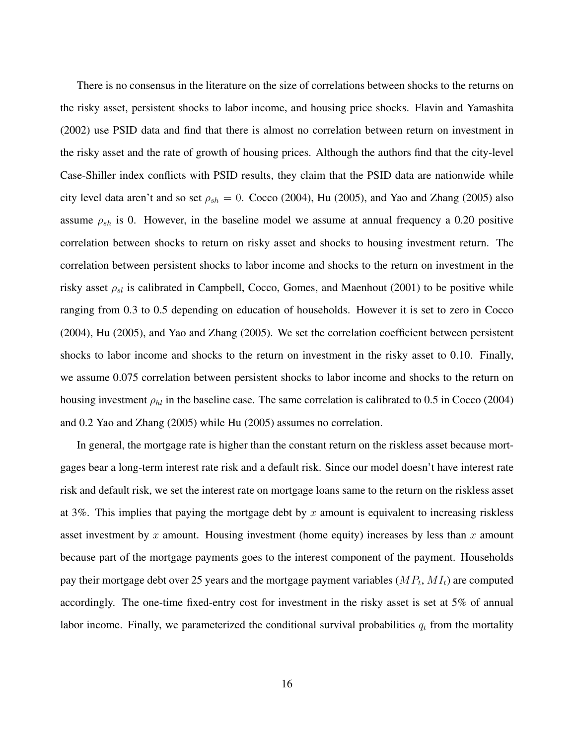There is no consensus in the literature on the size of correlations between shocks to the returns on the risky asset, persistent shocks to labor income, and housing price shocks. Flavin and Yamashita (2002) use PSID data and find that there is almost no correlation between return on investment in the risky asset and the rate of growth of housing prices. Although the authors find that the city-level Case-Shiller index conflicts with PSID results, they claim that the PSID data are nationwide while city level data aren't and so set $\rho_{sh} = 0$. Cocco (2004), Hu (2005), and Yao and Zhang (2005) also assume $\rho_{sh}$ is 0. However, in the baseline model we assume at annual frequency a 0.20 positive correlation between shocks to return on risky asset and shocks to housing investment return. The correlation between persistent shocks to labor income and shocks to the return on investment in the risky asset $\rho_{sl}$ is calibrated in Campbell, Cocco, Gomes, and Maenhout (2001) to be positive while ranging from 0.3 to 0.5 depending on education of households. However it is set to zero in Cocco (2004), Hu (2005), and Yao and Zhang (2005). We set the correlation coefficient between persistent shocks to labor income and shocks to the return on investment in the risky asset to 0.10. Finally, we assume 0.075 correlation between persistent shocks to labor income and shocks to the return on housing investment $\rho_{hl}$ in the baseline case. The same correlation is calibrated to 0.5 in Cocco (2004) and 0.2 Yao and Zhang (2005) while Hu (2005) assumes no correlation.

In general, the mortgage rate is higher than the constant return on the riskless asset because mortgages bear a long-term interest rate risk and a default risk. Since our model doesn't have interest rate risk and default risk, we set the interest rate on mortgage loans same to the return on the riskless asset at 3%. This implies that paying the mortgage debt by $x$ amount is equivalent to increasing riskless asset investment by $x$ amount. Housing investment (home equity) increases by less than $x$ amount because part of the mortgage payments goes to the interest component of the payment. Households pay their mortgage debt over 25 years and the mortgage payment variables ($MP_t$, $MI_t$) are computed accordingly. The one-time fixed-entry cost for investment in the risky asset is set at 5% of annual labor income. Finally, we parameterized the conditional survival probabilities $q_t$ from the mortality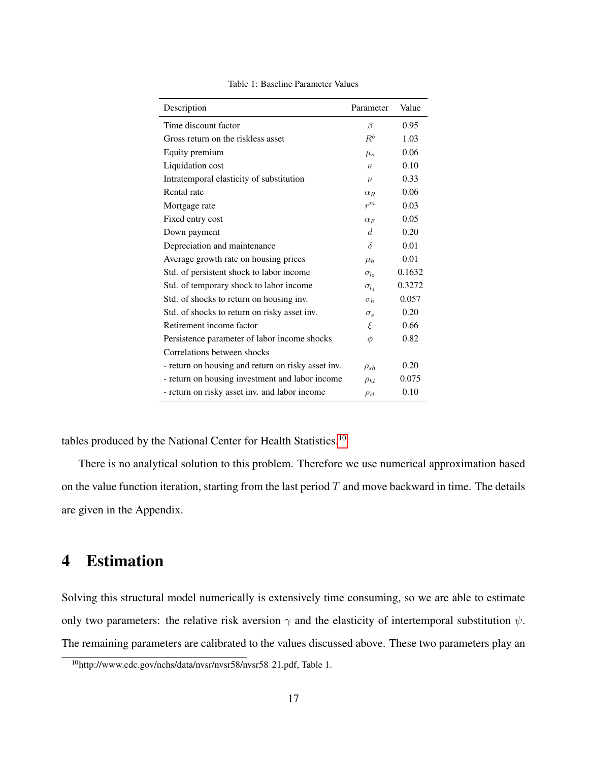Table 1: Baseline Parameter Values

| Description | Parameter | Value |
|---|---|---|
| Time discount factor | $\beta$ | 0.95 |
| Gross return on the riskless asset | $R^b$ | 1.03 |
| Equity premium | $\mu_s$ | 0.06 |
| Liquidation cost | $\kappa$ | 0.10 |
| Intratemporal elasticity of substitution | $\nu$ | 0.33 |
| Rental rate | $\alpha_R$ | 0.06 |
| Mortgage rate | $r^m$ | 0.03 |
| Fixed entry cost | $\alpha_F$ | 0.05 |
| Down payment | $d$ | 0.20 |
| Depreciation and maintenance | $\delta$ | 0.01 |
| Average growth rate on housing prices | $\mu_h$ | 0.01 |
| Std. of persistent shock to labor income | $\sigma_{l_2}$ | 0.1632 |
| Std. of temporary shock to labor income | $\sigma_{l_1}$ | 0.3272 |
| Std. of shocks to return on housing inv. | $\sigma_h$ | 0.057 |
| Std. of shocks to return on risky asset inv. | $\sigma_s$ | 0.20 |
| Retirement income factor | $\xi$ | 0.66 |
| Persistence parameter of labor income shocks | $\phi$ | 0.82 |
| Correlations between shocks | | |
| - return on housing and return on risky asset inv. | $\rho_{sh}$ | 0.20 |
| - return on housing investment and labor income | $\rho_{hl}$ | 0.075 |
| - return on risky asset inv. and labor income | $\rho_{sl}$ | 0.10 |

tables produced by the National Center for Health Statistics.[10]

There is no analytical solution to this problem. Therefore we use numerical approximation based on the value function iteration, starting from the last period $T$ and move backward in time. The details are given in the Appendix.

# 4 Estimation

Solving this structural model numerically is extensively time consuming, so we are able to estimate only two parameters: the relative risk aversion $\gamma$ and the elasticity of intertemporal substitution $\psi$. The remaining parameters are calibrated to the values discussed above. These two parameters play an

[10] http://www.cdc.gov/nchs/data/nvsr/nvsr58/nvsr58_21.pdf, Table 1.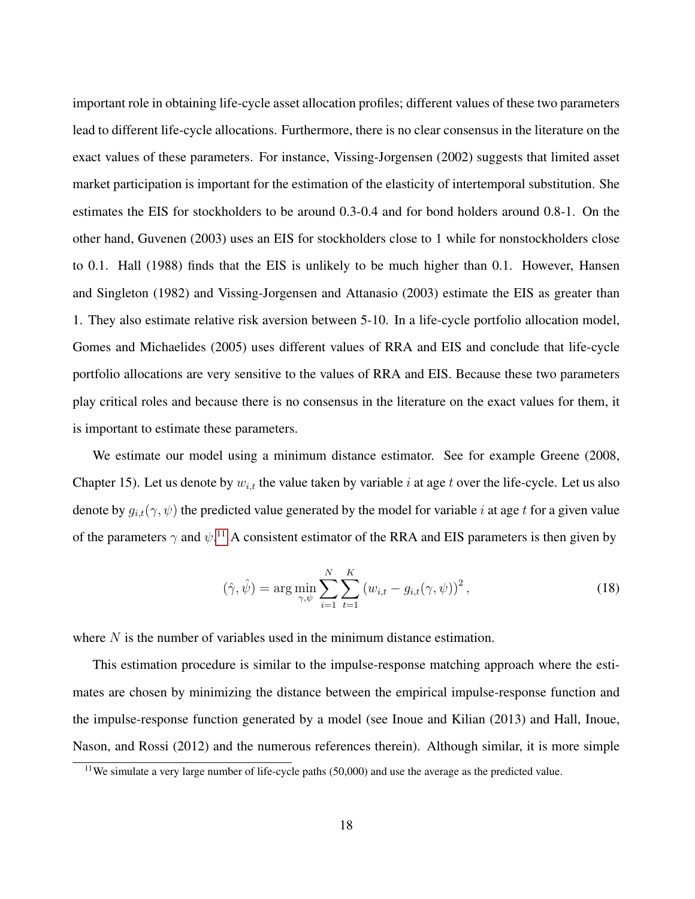important role in obtaining life-cycle asset allocation profiles; different values of these two parameters lead to different life-cycle allocations. Furthermore, there is no clear consensus in the literature on the exact values of these parameters. For instance, Vissing-Jorgensen (2002) suggests that limited asset market participation is important for the estimation of the elasticity of intertemporal substitution. She estimates the EIS for stockholders to be around 0.3-0.4 and for bond holders around 0.8-1. On the other hand, Guvenen (2003) uses an EIS for stockholders close to 1 while for nonstockholders close to 0.1. Hall (1988) finds that the EIS is unlikely to be much higher than 0.1. However, Hansen and Singleton (1982) and Vissing-Jorgensen and Attanasio (2003) estimate the EIS as greater than 1. They also estimate relative risk aversion between 5-10. In a life-cycle portfolio allocation model, Gomes and Michaelides (2005) uses different values of RRA and EIS and conclude that life-cycle portfolio allocations are very sensitive to the values of RRA and EIS. Because these two parameters play critical roles and because there is no consensus in the literature on the exact values for them, it is important to estimate these parameters.

We estimate our model using a minimum distance estimator. See for example Greene (2008, Chapter 15). Let us denote by $w_{i,t}$ the value taken by variable $i$ at age $t$ over the life-cycle. Let us also denote by $g_{i,t}(\gamma, \psi)$ the predicted value generated by the model for variable $i$ at age $t$ for a given value of the parameters $\gamma$ and $\psi$.[11] A consistent estimator of the RRA and EIS parameters is then given by

$$(\hat{\gamma}, \hat{\psi}) = \arg\min_{\gamma,\psi} \sum_{i=1}^{N} \sum_{t=1}^{K} \left(w_{i,t} - g_{i,t}(\gamma, \psi)\right)^2, \tag{18}$$

where $N$ is the number of variables used in the minimum distance estimation.

This estimation procedure is similar to the impulse-response matching approach where the estimates are chosen by minimizing the distance between the empirical impulse-response function and the impulse-response function generated by a model (see Inoue and Kilian (2013) and Hall, Inoue, Nason, and Rossi (2012) and the numerous references therein). Although similar, it is more simple

[11] We simulate a very large number of life-cycle paths (50,000) and use the average as the predicted value.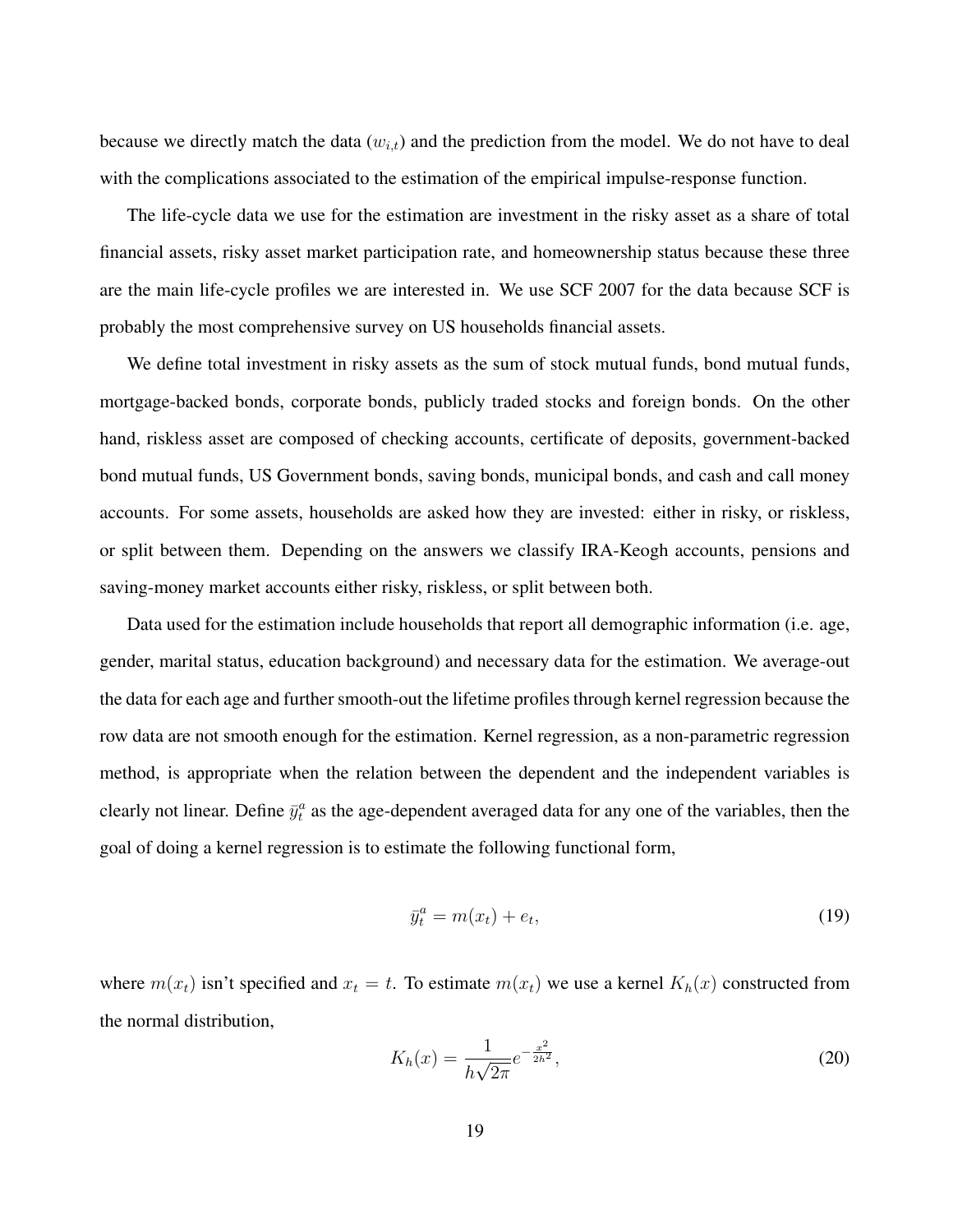because we directly match the data ($w_{i,t}$) and the prediction from the model. We do not have to deal with the complications associated to the estimation of the empirical impulse-response function.

The life-cycle data we use for the estimation are investment in the risky asset as a share of total financial assets, risky asset market participation rate, and homeownership status because these three are the main life-cycle profiles we are interested in. We use SCF 2007 for the data because SCF is probably the most comprehensive survey on US households financial assets.

We define total investment in risky assets as the sum of stock mutual funds, bond mutual funds, mortgage-backed bonds, corporate bonds, publicly traded stocks and foreign bonds. On the other hand, riskless asset are composed of checking accounts, certificate of deposits, government-backed bond mutual funds, US Government bonds, saving bonds, municipal bonds, and cash and call money accounts. For some assets, households are asked how they are invested: either in risky, or riskless, or split between them. Depending on the answers we classify IRA-Keogh accounts, pensions and saving-money market accounts either risky, riskless, or split between both.

Data used for the estimation include households that report all demographic information (i.e. age, gender, marital status, education background) and necessary data for the estimation. We average-out the data for each age and further smooth-out the lifetime profiles through kernel regression because the row data are not smooth enough for the estimation. Kernel regression, as a non-parametric regression method, is appropriate when the relation between the dependent and the independent variables is clearly not linear. Define $\bar{y}_t^a$ as the age-dependent averaged data for any one of the variables, then the goal of doing a kernel regression is to estimate the following functional form,

$$\bar{y}_t^a = m(x_t) + e_t, \tag{19}$$

where $m(x_t)$ isn't specified and $x_t = t$. To estimate $m(x_t)$ we use a kernel $K_h(x)$ constructed from the normal distribution,

$$K_h(x) = \frac{1}{h\sqrt{2\pi}} e^{-\frac{x^2}{2h^2}}, \tag{20}$$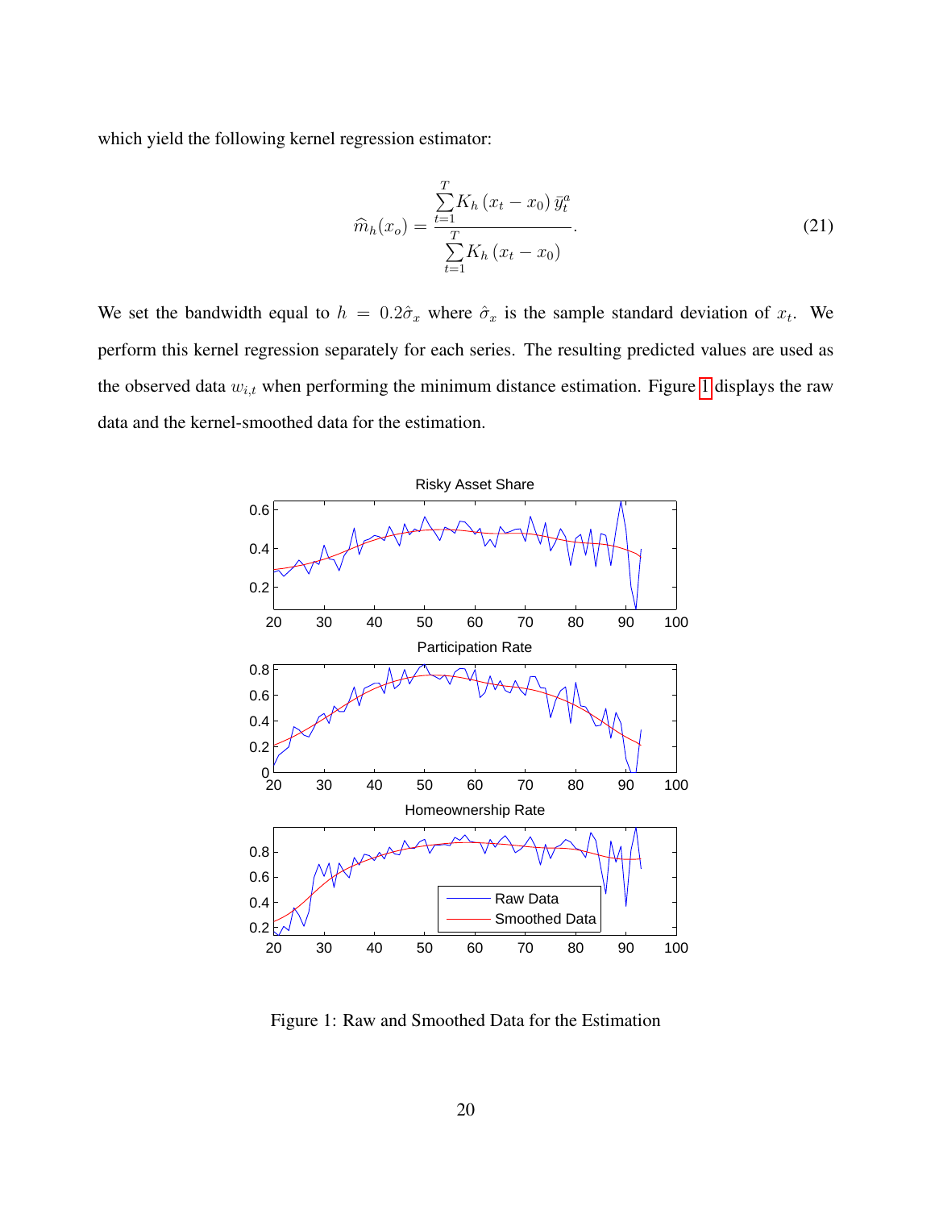which yield the following kernel regression estimator:

$$\widehat{m}_h(x_o) = \frac{\sum_{t=1}^{T} K_h\left(x_t - x_0\right) \bar{y}_t^a}{\sum_{t=1}^{T} K_h\left(x_t - x_0\right)}. \tag{21}$$

We set the bandwidth equal to $h = 0.2\hat{\sigma}_x$ where $\hat{\sigma}_x$ is the sample standard deviation of $x_t$. We perform this kernel regression separately for each series. The resulting predicted values are used as the observed data $w_{i,t}$ when performing the minimum distance estimation. Figure 1 displays the raw data and the kernel-smoothed data for the estimation.

Figure 1: Raw and Smoothed Data for the Estimation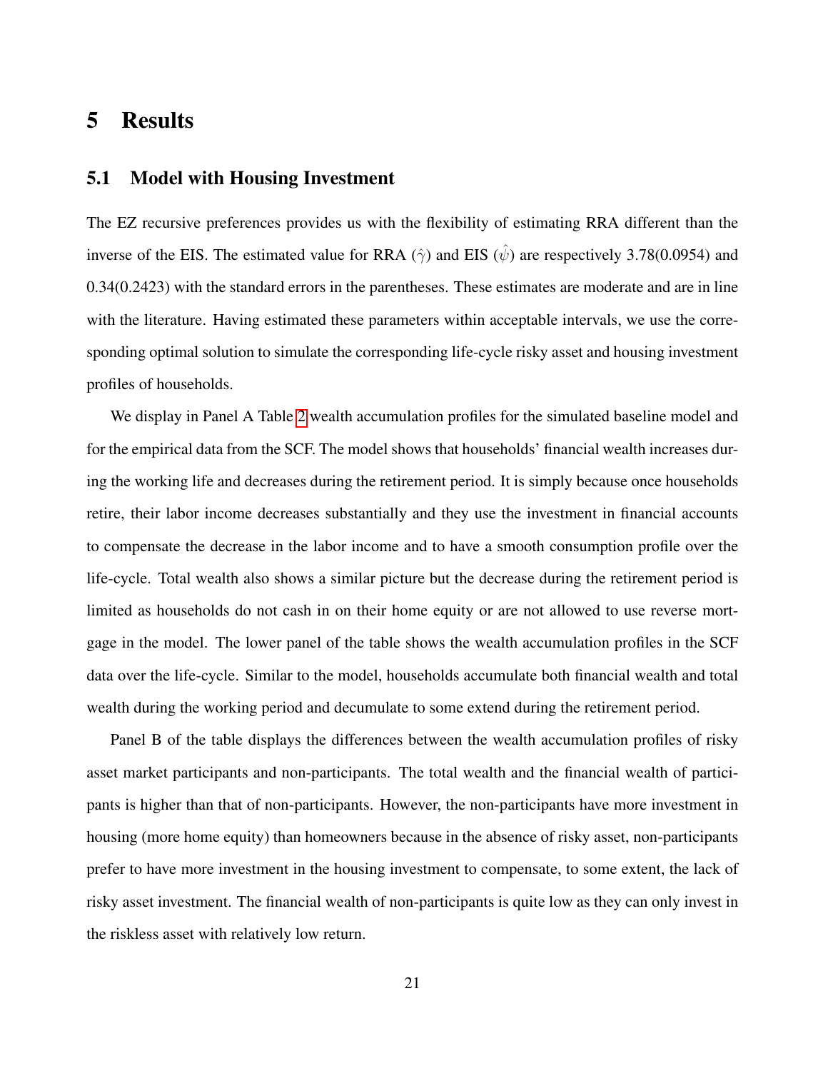# 5 Results

## 5.1 Model with Housing Investment

The EZ recursive preferences provides us with the flexibility of estimating RRA different than the inverse of the EIS. The estimated value for RRA ($\hat{\gamma}$) and EIS ($\hat{\psi}$) are respectively 3.78(0.0954) and 0.34(0.2423) with the standard errors in the parentheses. These estimates are moderate and are in line with the literature. Having estimated these parameters within acceptable intervals, we use the corresponding optimal solution to simulate the corresponding life-cycle risky asset and housing investment profiles of households.

We display in Panel A Table 2 wealth accumulation profiles for the simulated baseline model and for the empirical data from the SCF. The model shows that households' financial wealth increases during the working life and decreases during the retirement period. It is simply because once households retire, their labor income decreases substantially and they use the investment in financial accounts to compensate the decrease in the labor income and to have a smooth consumption profile over the life-cycle. Total wealth also shows a similar picture but the decrease during the retirement period is limited as households do not cash in on their home equity or are not allowed to use reverse mortgage in the model. The lower panel of the table shows the wealth accumulation profiles in the SCF data over the life-cycle. Similar to the model, households accumulate both financial wealth and total wealth during the working period and decumulate to some extend during the retirement period.

Panel B of the table displays the differences between the wealth accumulation profiles of risky asset market participants and non-participants. The total wealth and the financial wealth of participants is higher than that of non-participants. However, the non-participants have more investment in housing (more home equity) than homeowners because in the absence of risky asset, non-participants prefer to have more investment in the housing investment to compensate, to some extent, the lack of risky asset investment. The financial wealth of non-participants is quite low as they can only invest in the riskless asset with relatively low return.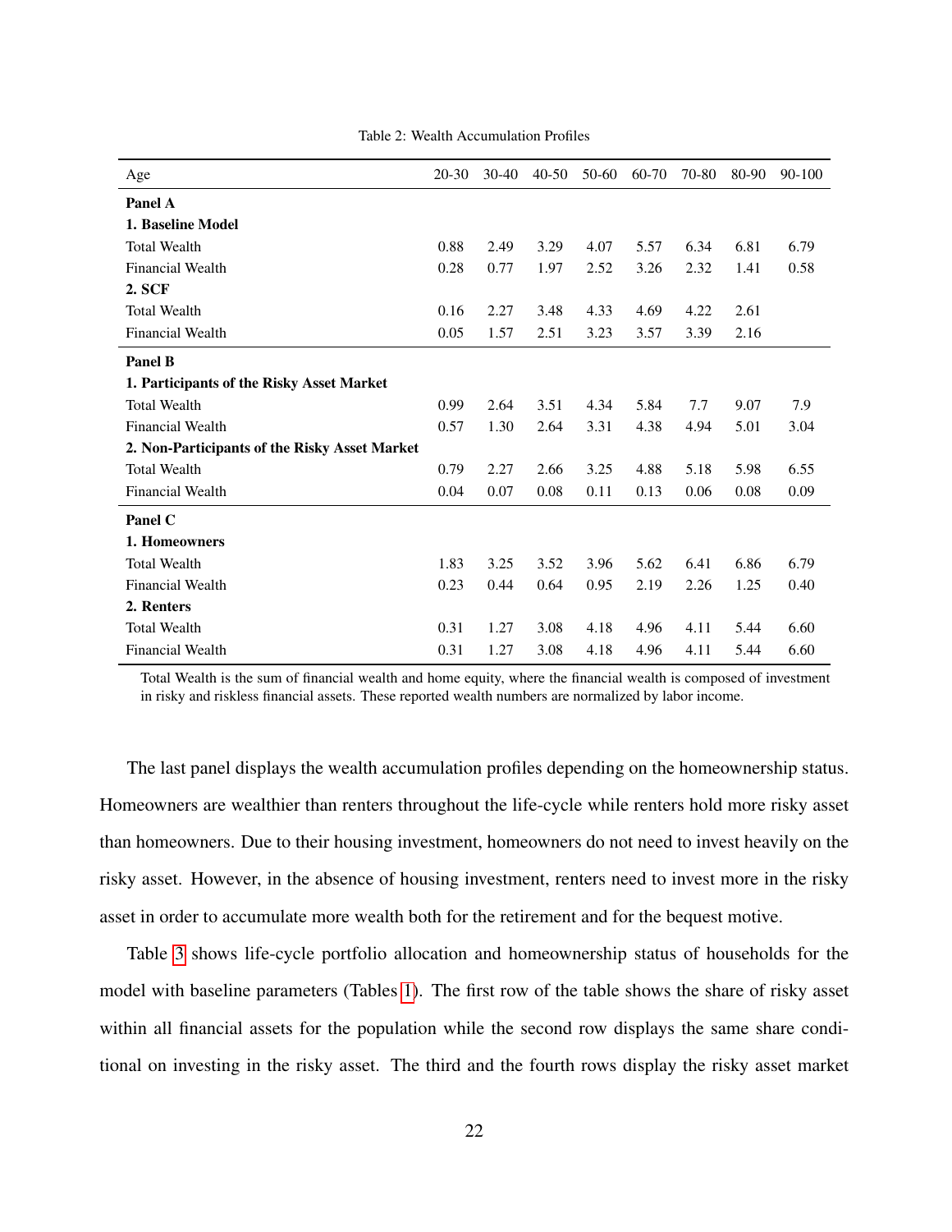Table 2: Wealth Accumulation Profiles

| Age | 20-30 | 30-40 | 40-50 | 50-60 | 60-70 | 70-80 | 80-90 | 90-100 |
|---|---|---|---|---|---|---|---|---|
| **Panel A** | | | | | | | | |
| **1. Baseline Model** | | | | | | | | |
| Total Wealth | 0.88 | 2.49 | 3.29 | 4.07 | 5.57 | 6.34 | 6.81 | 6.79 |
| Financial Wealth | 0.28 | 0.77 | 1.97 | 2.52 | 3.26 | 2.32 | 1.41 | 0.58 |
| **2. SCF** | | | | | | | | |
| Total Wealth | 0.16 | 2.27 | 3.48 | 4.33 | 4.69 | 4.22 | 2.61 | |
| Financial Wealth | 0.05 | 1.57 | 2.51 | 3.23 | 3.57 | 3.39 | 2.16 | |
| **Panel B** | | | | | | | | |
| **1. Participants of the Risky Asset Market** | | | | | | | | |
| Total Wealth | 0.99 | 2.64 | 3.51 | 4.34 | 5.84 | 7.7 | 9.07 | 7.9 |
| Financial Wealth | 0.57 | 1.30 | 2.64 | 3.31 | 4.38 | 4.94 | 5.01 | 3.04 |
| **2. Non-Participants of the Risky Asset Market** | | | | | | | | |
| Total Wealth | 0.79 | 2.27 | 2.66 | 3.25 | 4.88 | 5.18 | 5.98 | 6.55 |
| Financial Wealth | 0.04 | 0.07 | 0.08 | 0.11 | 0.13 | 0.06 | 0.08 | 0.09 |
| **Panel C** | | | | | | | | |
| **1. Homeowners** | | | | | | | | |
| Total Wealth | 1.83 | 3.25 | 3.52 | 3.96 | 5.62 | 6.41 | 6.86 | 6.79 |
| Financial Wealth | 0.23 | 0.44 | 0.64 | 0.95 | 2.19 | 2.26 | 1.25 | 0.40 |
| **2. Renters** | | | | | | | | |
| Total Wealth | 0.31 | 1.27 | 3.08 | 4.18 | 4.96 | 4.11 | 5.44 | 6.60 |
| Financial Wealth | 0.31 | 1.27 | 3.08 | 4.18 | 4.96 | 4.11 | 5.44 | 6.60 |

Total Wealth is the sum of financial wealth and home equity, where the financial wealth is composed of investment in risky and riskless financial assets. These reported wealth numbers are normalized by labor income.

The last panel displays the wealth accumulation profiles depending on the homeownership status. Homeowners are wealthier than renters throughout the life-cycle while renters hold more risky asset than homeowners. Due to their housing investment, homeowners do not need to invest heavily on the risky asset. However, in the absence of housing investment, renters need to invest more in the risky asset in order to accumulate more wealth both for the retirement and for the bequest motive.

Table 3 shows life-cycle portfolio allocation and homeownership status of households for the model with baseline parameters (Tables 1). The first row of the table shows the share of risky asset within all financial assets for the population while the second row displays the same share conditional on investing in the risky asset. The third and the fourth rows display the risky asset market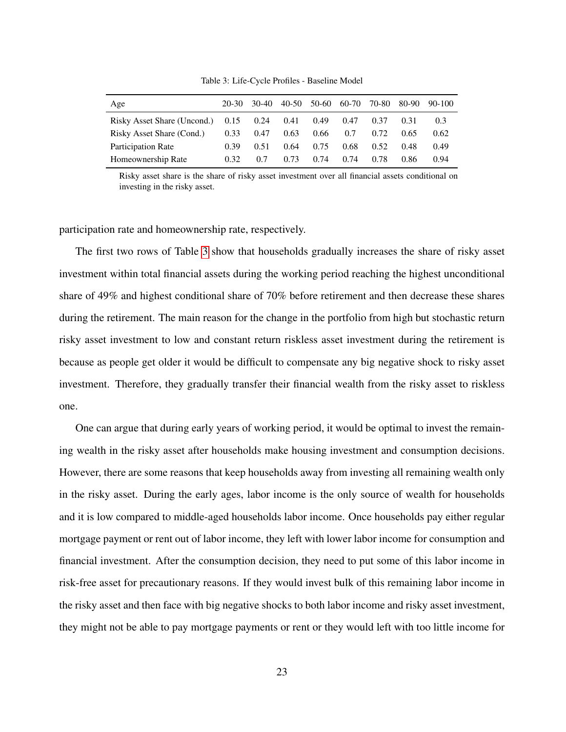Table 3: Life-Cycle Profiles - Baseline Model

| Age | 20-30 | 30-40 | 40-50 | 50-60 | 60-70 | 70-80 | 80-90 | 90-100 |
|---|---|---|---|---|---|---|---|---|
| Risky Asset Share (Uncond.) | 0.15 | 0.24 | 0.41 | 0.49 | 0.47 | 0.37 | 0.31 | 0.3 |
| Risky Asset Share (Cond.) | 0.33 | 0.47 | 0.63 | 0.66 | 0.7 | 0.72 | 0.65 | 0.62 |
| Participation Rate | 0.39 | 0.51 | 0.64 | 0.75 | 0.68 | 0.52 | 0.48 | 0.49 |
| Homeownership Rate | 0.32 | 0.7 | 0.73 | 0.74 | 0.74 | 0.78 | 0.86 | 0.94 |

Risky asset share is the share of risky asset investment over all financial assets conditional on investing in the risky asset.

participation rate and homeownership rate, respectively.

The first two rows of Table 3 show that households gradually increases the share of risky asset investment within total financial assets during the working period reaching the highest unconditional share of 49% and highest conditional share of 70% before retirement and then decrease these shares during the retirement. The main reason for the change in the portfolio from high but stochastic return risky asset investment to low and constant return riskless asset investment during the retirement is because as people get older it would be difficult to compensate any big negative shock to risky asset investment. Therefore, they gradually transfer their financial wealth from the risky asset to riskless one.

One can argue that during early years of working period, it would be optimal to invest the remaining wealth in the risky asset after households make housing investment and consumption decisions. However, there are some reasons that keep households away from investing all remaining wealth only in the risky asset. During the early ages, labor income is the only source of wealth for households and it is low compared to middle-aged households labor income. Once households pay either regular mortgage payment or rent out of labor income, they left with lower labor income for consumption and financial investment. After the consumption decision, they need to put some of this labor income in risk-free asset for precautionary reasons. If they would invest bulk of this remaining labor income in the risky asset and then face with big negative shocks to both labor income and risky asset investment, they might not be able to pay mortgage payments or rent or they would left with too little income for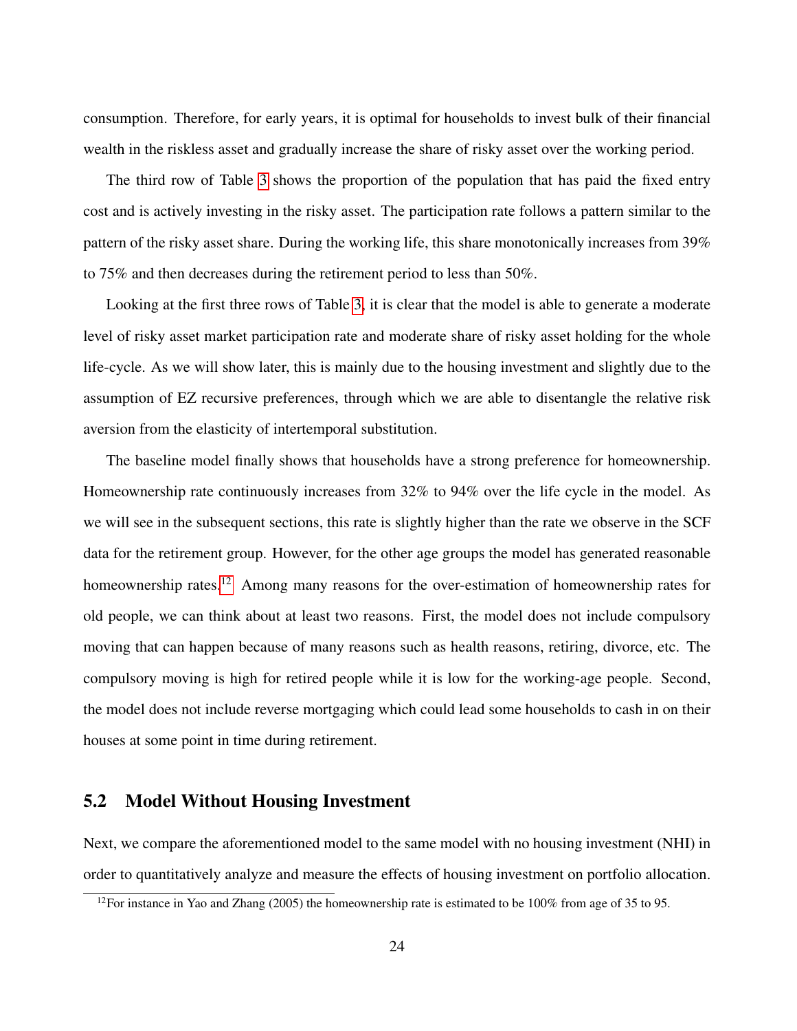consumption. Therefore, for early years, it is optimal for households to invest bulk of their financial wealth in the riskless asset and gradually increase the share of risky asset over the working period.

The third row of Table 3 shows the proportion of the population that has paid the fixed entry cost and is actively investing in the risky asset. The participation rate follows a pattern similar to the pattern of the risky asset share. During the working life, this share monotonically increases from 39% to 75% and then decreases during the retirement period to less than 50%.

Looking at the first three rows of Table 3, it is clear that the model is able to generate a moderate level of risky asset market participation rate and moderate share of risky asset holding for the whole life-cycle. As we will show later, this is mainly due to the housing investment and slightly due to the assumption of EZ recursive preferences, through which we are able to disentangle the relative risk aversion from the elasticity of intertemporal substitution.

The baseline model finally shows that households have a strong preference for homeownership. Homeownership rate continuously increases from 32% to 94% over the life cycle in the model. As we will see in the subsequent sections, this rate is slightly higher than the rate we observe in the SCF data for the retirement group. However, for the other age groups the model has generated reasonable homeownership rates.[12] Among many reasons for the over-estimation of homeownership rates for old people, we can think about at least two reasons. First, the model does not include compulsory moving that can happen because of many reasons such as health reasons, retiring, divorce, etc. The compulsory moving is high for retired people while it is low for the working-age people. Second, the model does not include reverse mortgaging which could lead some households to cash in on their houses at some point in time during retirement.

## 5.2 Model Without Housing Investment

Next, we compare the aforementioned model to the same model with no housing investment (NHI) in order to quantitatively analyze and measure the effects of housing investment on portfolio allocation.

[12] For instance in Yao and Zhang (2005) the homeownership rate is estimated to be 100% from age of 35 to 95.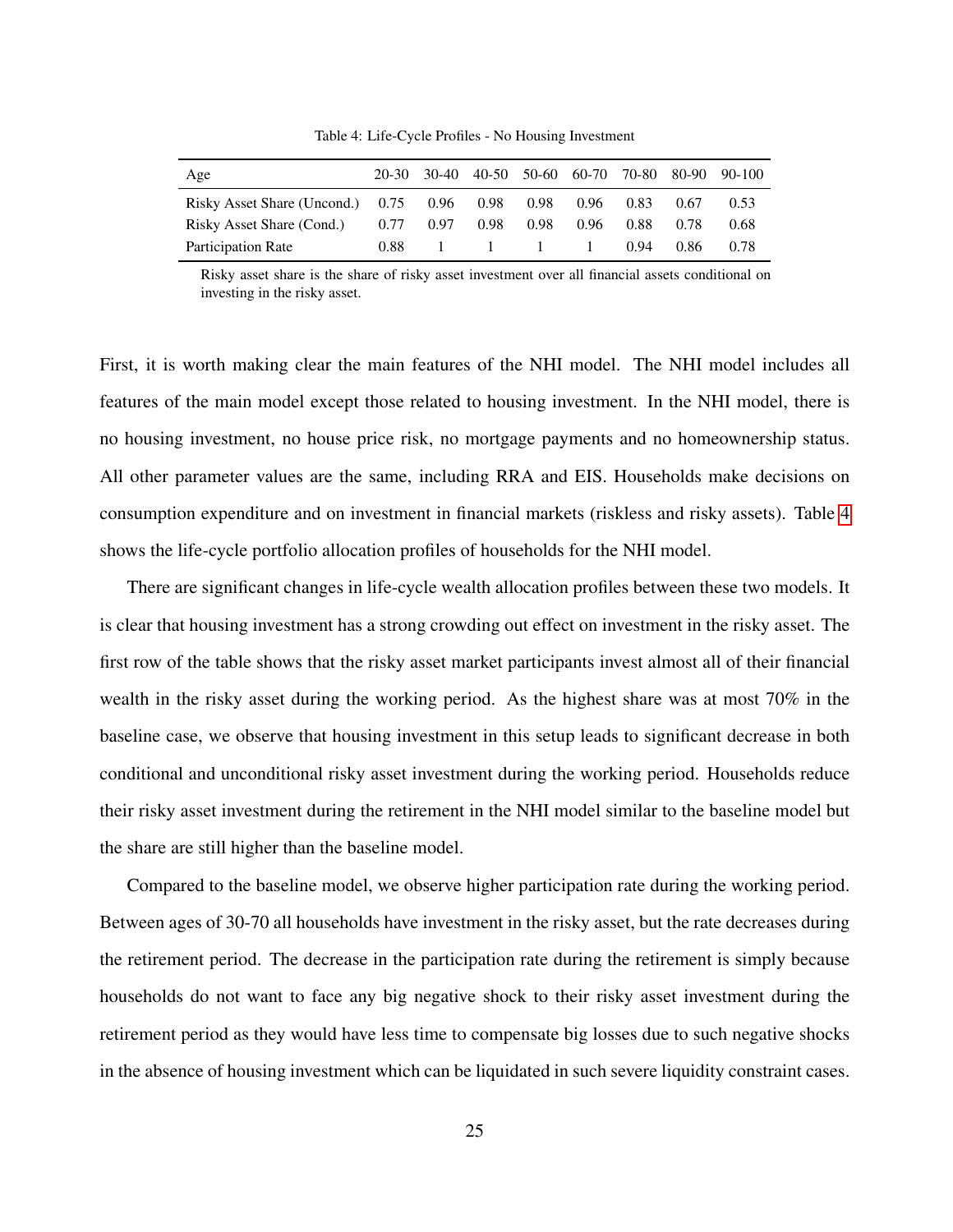Table 4: Life-Cycle Profiles - No Housing Investment

| Age | 20-30 | 30-40 | 40-50 | 50-60 | 60-70 | 70-80 | 80-90 | 90-100 |
|---|---|---|---|---|---|---|---|---|
| Risky Asset Share (Uncond.) | 0.75 | 0.96 | 0.98 | 0.98 | 0.96 | 0.83 | 0.67 | 0.53 |
| Risky Asset Share (Cond.) | 0.77 | 0.97 | 0.98 | 0.98 | 0.96 | 0.88 | 0.78 | 0.68 |
| Participation Rate | 0.88 | 1 | 1 | 1 | 1 | 0.94 | 0.86 | 0.78 |

Risky asset share is the share of risky asset investment over all financial assets conditional on investing in the risky asset.

First, it is worth making clear the main features of the NHI model. The NHI model includes all features of the main model except those related to housing investment. In the NHI model, there is no housing investment, no house price risk, no mortgage payments and no homeownership status. All other parameter values are the same, including RRA and EIS. Households make decisions on consumption expenditure and on investment in financial markets (riskless and risky assets). Table 4 shows the life-cycle portfolio allocation profiles of households for the NHI model.

There are significant changes in life-cycle wealth allocation profiles between these two models. It is clear that housing investment has a strong crowding out effect on investment in the risky asset. The first row of the table shows that the risky asset market participants invest almost all of their financial wealth in the risky asset during the working period. As the highest share was at most 70% in the baseline case, we observe that housing investment in this setup leads to significant decrease in both conditional and unconditional risky asset investment during the working period. Households reduce their risky asset investment during the retirement in the NHI model similar to the baseline model but the share are still higher than the baseline model.

Compared to the baseline model, we observe higher participation rate during the working period. Between ages of 30-70 all households have investment in the risky asset, but the rate decreases during the retirement period. The decrease in the participation rate during the retirement is simply because households do not want to face any big negative shock to their risky asset investment during the retirement period as they would have less time to compensate big losses due to such negative shocks in the absence of housing investment which can be liquidated in such severe liquidity constraint cases.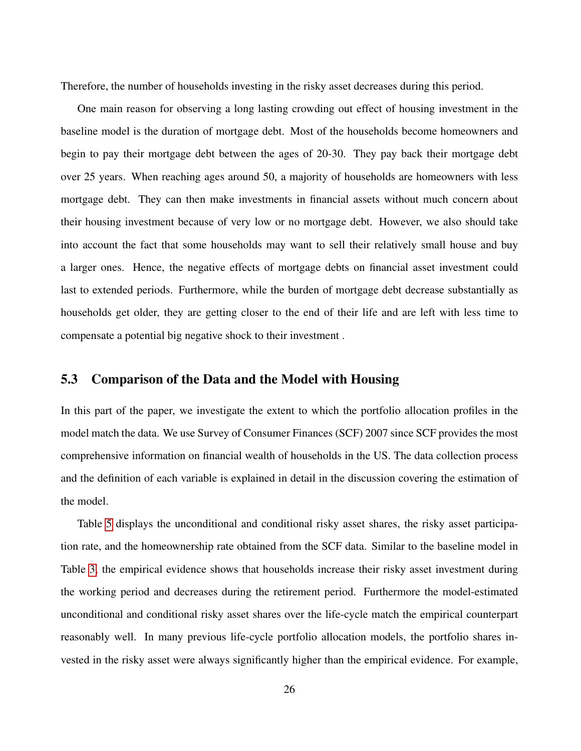Therefore, the number of households investing in the risky asset decreases during this period.

One main reason for observing a long lasting crowding out effect of housing investment in the baseline model is the duration of mortgage debt. Most of the households become homeowners and begin to pay their mortgage debt between the ages of 20-30. They pay back their mortgage debt over 25 years. When reaching ages around 50, a majority of households are homeowners with less mortgage debt. They can then make investments in financial assets without much concern about their housing investment because of very low or no mortgage debt. However, we also should take into account the fact that some households may want to sell their relatively small house and buy a larger ones. Hence, the negative effects of mortgage debts on financial asset investment could last to extended periods. Furthermore, while the burden of mortgage debt decrease substantially as households get older, they are getting closer to the end of their life and are left with less time to compensate a potential big negative shock to their investment .

## 5.3 Comparison of the Data and the Model with Housing

In this part of the paper, we investigate the extent to which the portfolio allocation profiles in the model match the data. We use Survey of Consumer Finances (SCF) 2007 since SCF provides the most comprehensive information on financial wealth of households in the US. The data collection process and the definition of each variable is explained in detail in the discussion covering the estimation of the model.

Table 5 displays the unconditional and conditional risky asset shares, the risky asset participation rate, and the homeownership rate obtained from the SCF data. Similar to the baseline model in Table 3, the empirical evidence shows that households increase their risky asset investment during the working period and decreases during the retirement period. Furthermore the model-estimated unconditional and conditional risky asset shares over the life-cycle match the empirical counterpart reasonably well. In many previous life-cycle portfolio allocation models, the portfolio shares invested in the risky asset were always significantly higher than the empirical evidence. For example,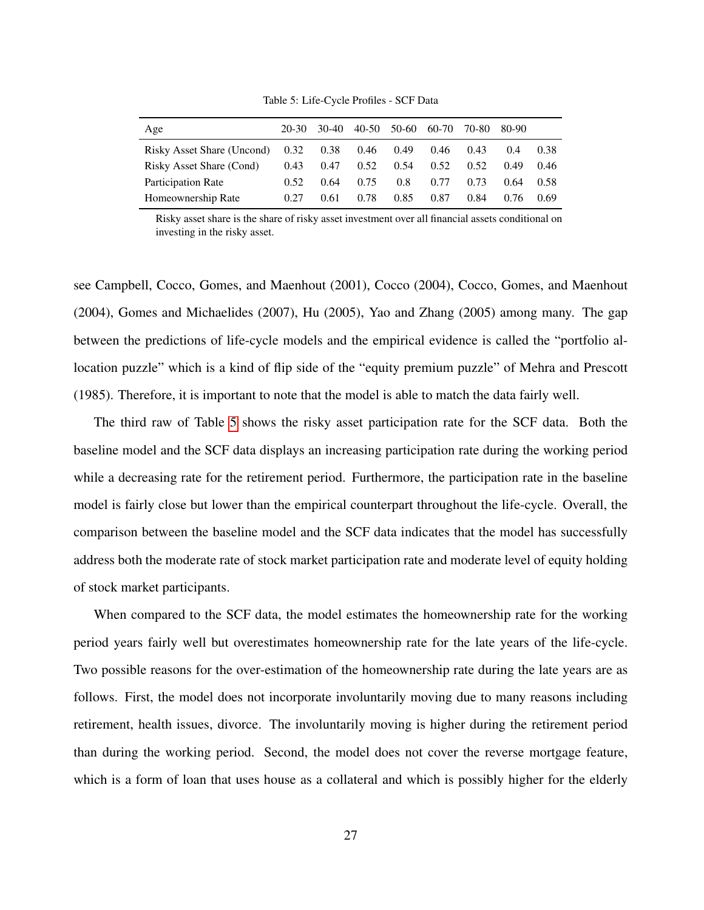Table 5: Life-Cycle Profiles - SCF Data

| Age | 20-30 | 30-40 | 40-50 | 50-60 | 60-70 | 70-80 | 80-90 | |
|---|---|---|---|---|---|---|---|---|
| Risky Asset Share (Uncond) | 0.32 | 0.38 | 0.46 | 0.49 | 0.46 | 0.43 | 0.4 | 0.38 |
| Risky Asset Share (Cond) | 0.43 | 0.47 | 0.52 | 0.54 | 0.52 | 0.52 | 0.49 | 0.46 |
| Participation Rate | 0.52 | 0.64 | 0.75 | 0.8 | 0.77 | 0.73 | 0.64 | 0.58 |
| Homeownership Rate | 0.27 | 0.61 | 0.78 | 0.85 | 0.87 | 0.84 | 0.76 | 0.69 |

Risky asset share is the share of risky asset investment over all financial assets conditional on investing in the risky asset.

see Campbell, Cocco, Gomes, and Maenhout (2001), Cocco (2004), Cocco, Gomes, and Maenhout (2004), Gomes and Michaelides (2007), Hu (2005), Yao and Zhang (2005) among many. The gap between the predictions of life-cycle models and the empirical evidence is called the "portfolio allocation puzzle" which is a kind of flip side of the "equity premium puzzle" of Mehra and Prescott (1985). Therefore, it is important to note that the model is able to match the data fairly well.

The third raw of Table 5 shows the risky asset participation rate for the SCF data. Both the baseline model and the SCF data displays an increasing participation rate during the working period while a decreasing rate for the retirement period. Furthermore, the participation rate in the baseline model is fairly close but lower than the empirical counterpart throughout the life-cycle. Overall, the comparison between the baseline model and the SCF data indicates that the model has successfully address both the moderate rate of stock market participation rate and moderate level of equity holding of stock market participants.

When compared to the SCF data, the model estimates the homeownership rate for the working period years fairly well but overestimates homeownership rate for the late years of the life-cycle. Two possible reasons for the over-estimation of the homeownership rate during the late years are as follows. First, the model does not incorporate involuntarily moving due to many reasons including retirement, health issues, divorce. The involuntarily moving is higher during the retirement period than during the working period. Second, the model does not cover the reverse mortgage feature, which is a form of loan that uses house as a collateral and which is possibly higher for the elderly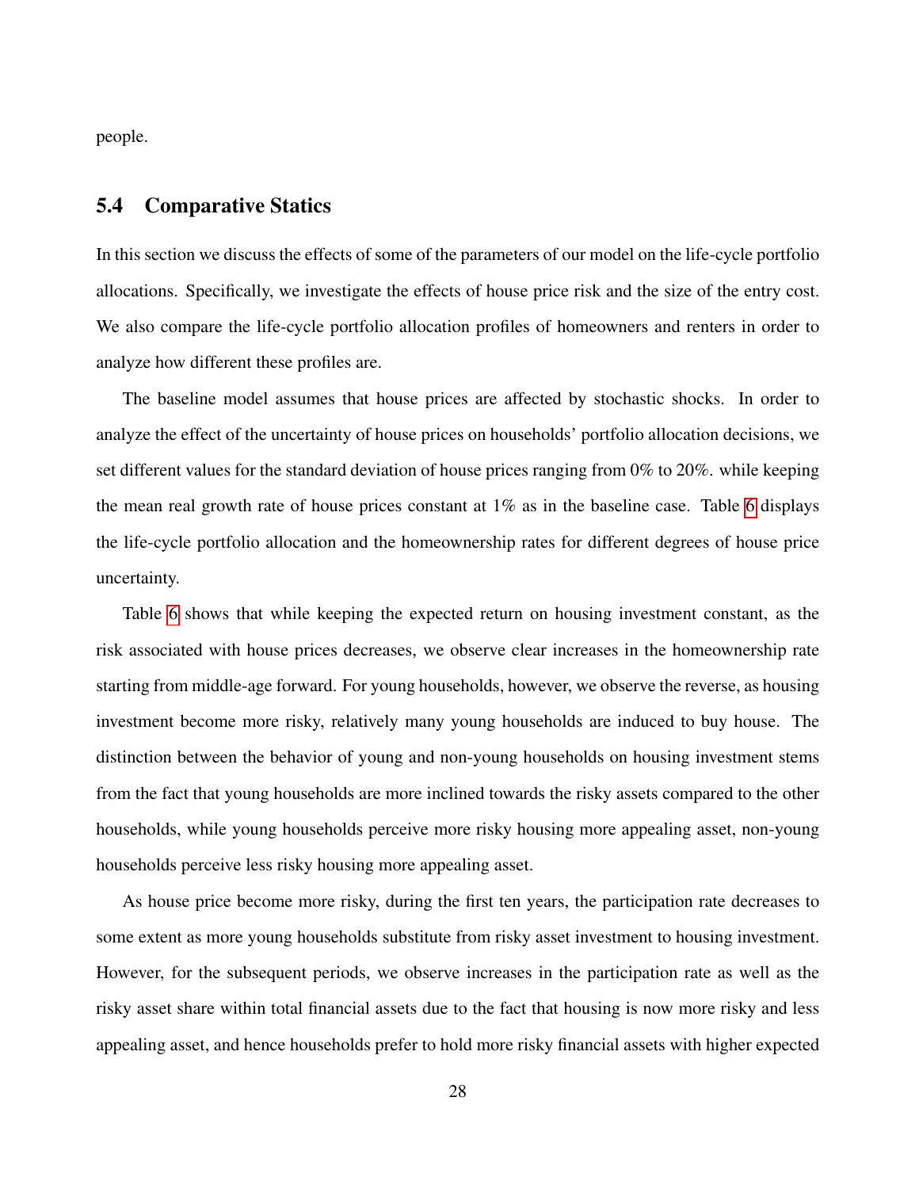people.

## 5.4 Comparative Statics

In this section we discuss the effects of some of the parameters of our model on the life-cycle portfolio allocations. Specifically, we investigate the effects of house price risk and the size of the entry cost. We also compare the life-cycle portfolio allocation profiles of homeowners and renters in order to analyze how different these profiles are.

The baseline model assumes that house prices are affected by stochastic shocks. In order to analyze the effect of the uncertainty of house prices on households' portfolio allocation decisions, we set different values for the standard deviation of house prices ranging from 0% to 20%. while keeping the mean real growth rate of house prices constant at 1% as in the baseline case. Table 6 displays the life-cycle portfolio allocation and the homeownership rates for different degrees of house price uncertainty.

Table 6 shows that while keeping the expected return on housing investment constant, as the risk associated with house prices decreases, we observe clear increases in the homeownership rate starting from middle-age forward. For young households, however, we observe the reverse, as housing investment become more risky, relatively many young households are induced to buy house. The distinction between the behavior of young and non-young households on housing investment stems from the fact that young households are more inclined towards the risky assets compared to the other households, while young households perceive more risky housing more appealing asset, non-young households perceive less risky housing more appealing asset.

As house price become more risky, during the first ten years, the participation rate decreases to some extent as more young households substitute from risky asset investment to housing investment. However, for the subsequent periods, we observe increases in the participation rate as well as the risky asset share within total financial assets due to the fact that housing is now more risky and less appealing asset, and hence households prefer to hold more risky financial assets with higher expected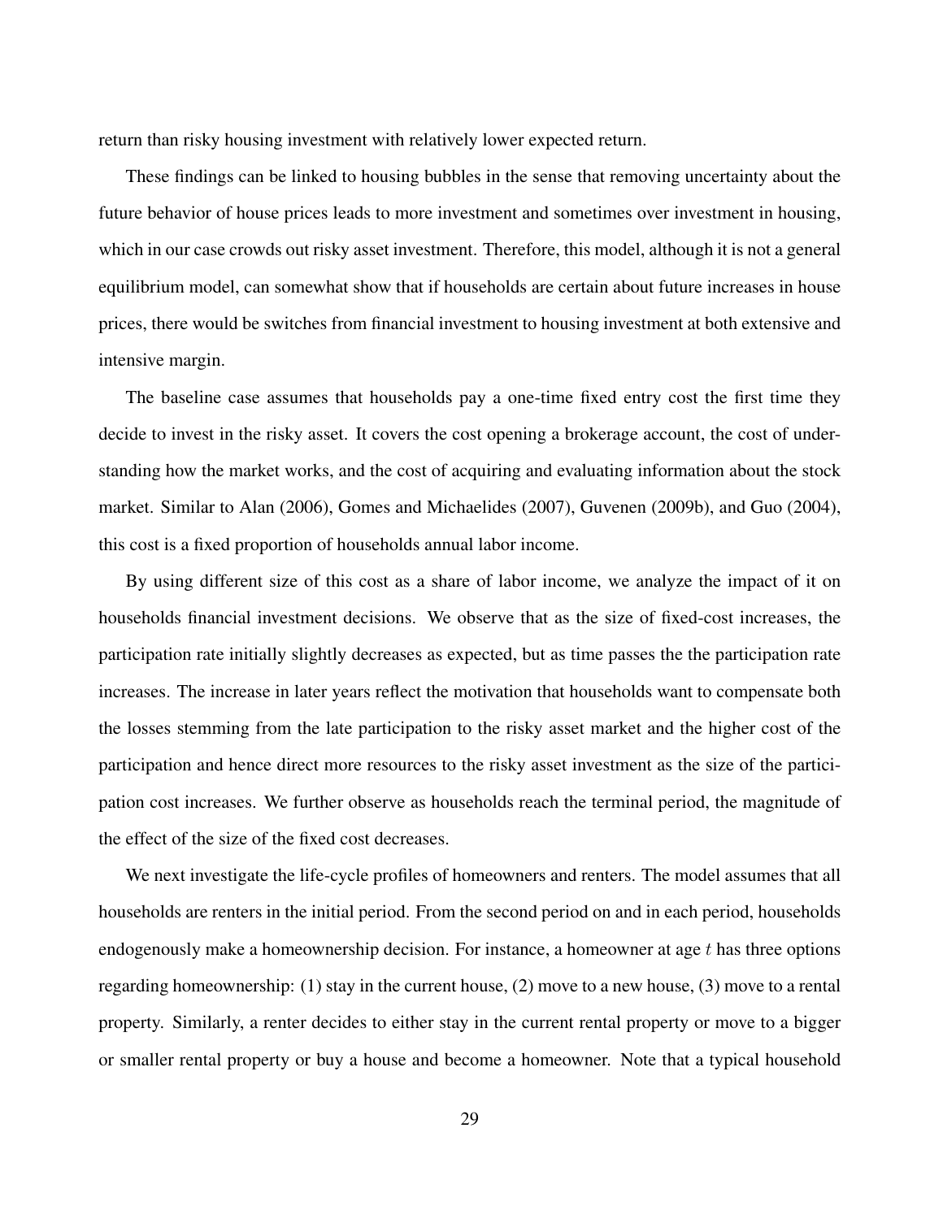return than risky housing investment with relatively lower expected return.

These findings can be linked to housing bubbles in the sense that removing uncertainty about the future behavior of house prices leads to more investment and sometimes over investment in housing, which in our case crowds out risky asset investment. Therefore, this model, although it is not a general equilibrium model, can somewhat show that if households are certain about future increases in house prices, there would be switches from financial investment to housing investment at both extensive and intensive margin.

The baseline case assumes that households pay a one-time fixed entry cost the first time they decide to invest in the risky asset. It covers the cost opening a brokerage account, the cost of understanding how the market works, and the cost of acquiring and evaluating information about the stock market. Similar to Alan (2006), Gomes and Michaelides (2007), Guvenen (2009b), and Guo (2004), this cost is a fixed proportion of households annual labor income.

By using different size of this cost as a share of labor income, we analyze the impact of it on households financial investment decisions. We observe that as the size of fixed-cost increases, the participation rate initially slightly decreases as expected, but as time passes the the participation rate increases. The increase in later years reflect the motivation that households want to compensate both the losses stemming from the late participation to the risky asset market and the higher cost of the participation and hence direct more resources to the risky asset investment as the size of the participation cost increases. We further observe as households reach the terminal period, the magnitude of the effect of the size of the fixed cost decreases.

We next investigate the life-cycle profiles of homeowners and renters. The model assumes that all households are renters in the initial period. From the second period on and in each period, households endogenously make a homeownership decision. For instance, a homeowner at age $t$ has three options regarding homeownership: (1) stay in the current house, (2) move to a new house, (3) move to a rental property. Similarly, a renter decides to either stay in the current rental property or move to a bigger or smaller rental property or buy a house and become a homeowner. Note that a typical household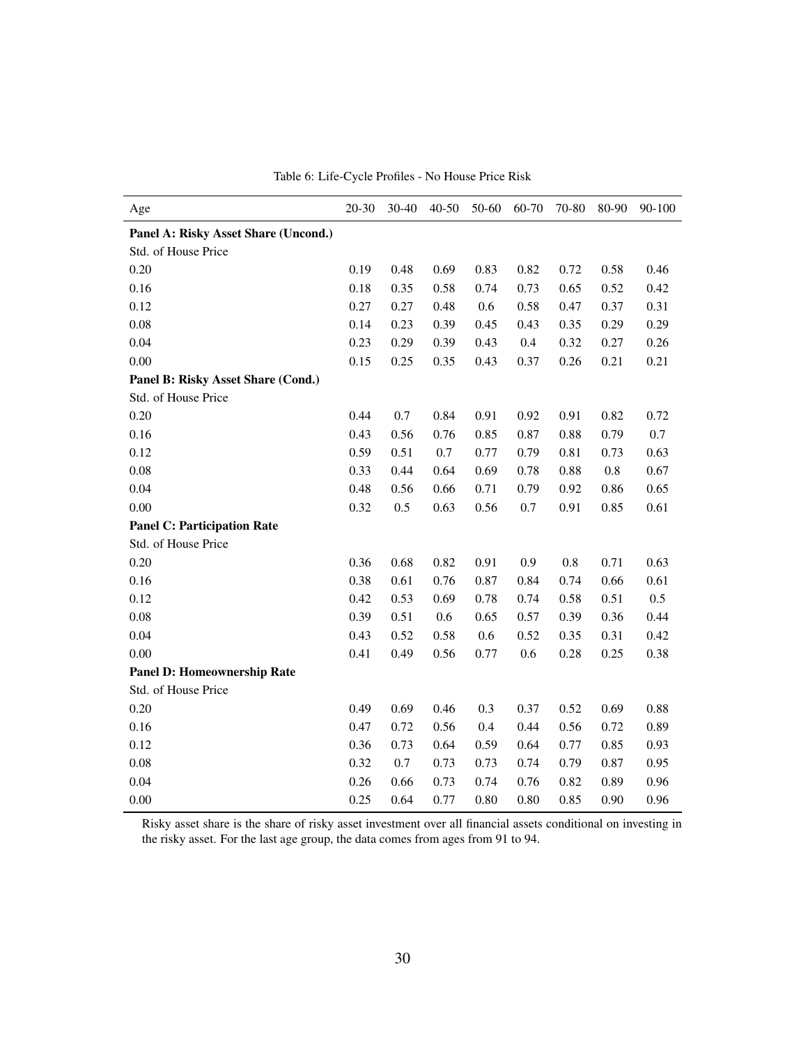Table 6: Life-Cycle Profiles - No House Price Risk

| Age | 20-30 | 30-40 | 40-50 | 50-60 | 60-70 | 70-80 | 80-90 | 90-100 |
|---|---|---|---|---|---|---|---|---|
| **Panel A: Risky Asset Share (Uncond.)** | | | | | | | | |
| Std. of House Price | | | | | | | | |
| 0.20 | 0.19 | 0.48 | 0.69 | 0.83 | 0.82 | 0.72 | 0.58 | 0.46 |
| 0.16 | 0.18 | 0.35 | 0.58 | 0.74 | 0.73 | 0.65 | 0.52 | 0.42 |
| 0.12 | 0.27 | 0.27 | 0.48 | 0.6 | 0.58 | 0.47 | 0.37 | 0.31 |
| 0.08 | 0.14 | 0.23 | 0.39 | 0.45 | 0.43 | 0.35 | 0.29 | 0.29 |
| 0.04 | 0.23 | 0.29 | 0.39 | 0.43 | 0.4 | 0.32 | 0.27 | 0.26 |
| 0.00 | 0.15 | 0.25 | 0.35 | 0.43 | 0.37 | 0.26 | 0.21 | 0.21 |
| **Panel B: Risky Asset Share (Cond.)** | | | | | | | | |
| Std. of House Price | | | | | | | | |
| 0.20 | 0.44 | 0.7 | 0.84 | 0.91 | 0.92 | 0.91 | 0.82 | 0.72 |
| 0.16 | 0.43 | 0.56 | 0.76 | 0.85 | 0.87 | 0.88 | 0.79 | 0.7 |
| 0.12 | 0.59 | 0.51 | 0.7 | 0.77 | 0.79 | 0.81 | 0.73 | 0.63 |
| 0.08 | 0.33 | 0.44 | 0.64 | 0.69 | 0.78 | 0.88 | 0.8 | 0.67 |
| 0.04 | 0.48 | 0.56 | 0.66 | 0.71 | 0.79 | 0.92 | 0.86 | 0.65 |
| 0.00 | 0.32 | 0.5 | 0.63 | 0.56 | 0.7 | 0.91 | 0.85 | 0.61 |
| **Panel C: Participation Rate** | | | | | | | | |
| Std. of House Price | | | | | | | | |
| 0.20 | 0.36 | 0.68 | 0.82 | 0.91 | 0.9 | 0.8 | 0.71 | 0.63 |
| 0.16 | 0.38 | 0.61 | 0.76 | 0.87 | 0.84 | 0.74 | 0.66 | 0.61 |
| 0.12 | 0.42 | 0.53 | 0.69 | 0.78 | 0.74 | 0.58 | 0.51 | 0.5 |
| 0.08 | 0.39 | 0.51 | 0.6 | 0.65 | 0.57 | 0.39 | 0.36 | 0.44 |
| 0.04 | 0.43 | 0.52 | 0.58 | 0.6 | 0.52 | 0.35 | 0.31 | 0.42 |
| 0.00 | 0.41 | 0.49 | 0.56 | 0.77 | 0.6 | 0.28 | 0.25 | 0.38 |
| **Panel D: Homeownership Rate** | | | | | | | | |
| Std. of House Price | | | | | | | | |
| 0.20 | 0.49 | 0.69 | 0.46 | 0.3 | 0.37 | 0.52 | 0.69 | 0.88 |
| 0.16 | 0.47 | 0.72 | 0.56 | 0.4 | 0.44 | 0.56 | 0.72 | 0.89 |
| 0.12 | 0.36 | 0.73 | 0.64 | 0.59 | 0.64 | 0.77 | 0.85 | 0.93 |
| 0.08 | 0.32 | 0.7 | 0.73 | 0.73 | 0.74 | 0.79 | 0.87 | 0.95 |
| 0.04 | 0.26 | 0.66 | 0.73 | 0.74 | 0.76 | 0.82 | 0.89 | 0.96 |
| 0.00 | 0.25 | 0.64 | 0.77 | 0.80 | 0.80 | 0.85 | 0.90 | 0.96 |

Risky asset share is the share of risky asset investment over all financial assets conditional on investing in the risky asset. For the last age group, the data comes from ages from 91 to 94.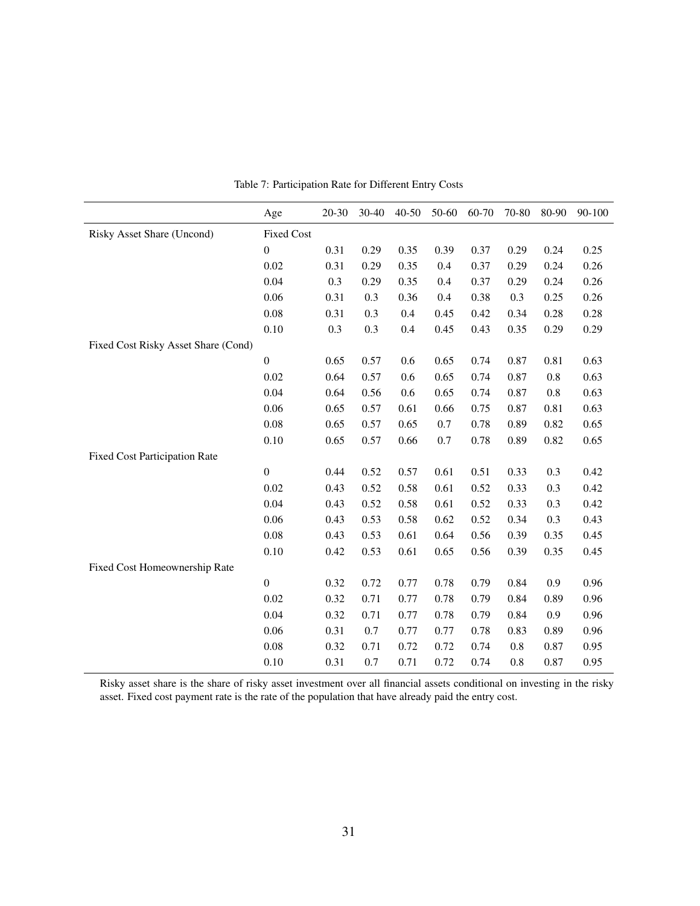Table 7: Participation Rate for Different Entry Costs

| | Age | 20-30 | 30-40 | 40-50 | 50-60 | 60-70 | 70-80 | 80-90 | 90-100 |
|---|---|---|---|---|---|---|---|---|---|
| Risky Asset Share (Uncond) | Fixed Cost | | | | | | | | |
| | 0 | 0.31 | 0.29 | 0.35 | 0.39 | 0.37 | 0.29 | 0.24 | 0.25 |
| | 0.02 | 0.31 | 0.29 | 0.35 | 0.4 | 0.37 | 0.29 | 0.24 | 0.26 |
| | 0.04 | 0.3 | 0.29 | 0.35 | 0.4 | 0.37 | 0.29 | 0.24 | 0.26 |
| | 0.06 | 0.31 | 0.3 | 0.36 | 0.4 | 0.38 | 0.3 | 0.25 | 0.26 |
| | 0.08 | 0.31 | 0.3 | 0.4 | 0.45 | 0.42 | 0.34 | 0.28 | 0.28 |
| | 0.10 | 0.3 | 0.3 | 0.4 | 0.45 | 0.43 | 0.35 | 0.29 | 0.29 |
| Fixed Cost Risky Asset Share (Cond) | | | | | | | | | |
| | 0 | 0.65 | 0.57 | 0.6 | 0.65 | 0.74 | 0.87 | 0.81 | 0.63 |
| | 0.02 | 0.64 | 0.57 | 0.6 | 0.65 | 0.74 | 0.87 | 0.8 | 0.63 |
| | 0.04 | 0.64 | 0.56 | 0.6 | 0.65 | 0.74 | 0.87 | 0.8 | 0.63 |
| | 0.06 | 0.65 | 0.57 | 0.61 | 0.66 | 0.75 | 0.87 | 0.81 | 0.63 |
| | 0.08 | 0.65 | 0.57 | 0.65 | 0.7 | 0.78 | 0.89 | 0.82 | 0.65 |
| | 0.10 | 0.65 | 0.57 | 0.66 | 0.7 | 0.78 | 0.89 | 0.82 | 0.65 |
| Fixed Cost Participation Rate | | | | | | | | | |
| | 0 | 0.44 | 0.52 | 0.57 | 0.61 | 0.51 | 0.33 | 0.3 | 0.42 |
| | 0.02 | 0.43 | 0.52 | 0.58 | 0.61 | 0.52 | 0.33 | 0.3 | 0.42 |
| | 0.04 | 0.43 | 0.52 | 0.58 | 0.61 | 0.52 | 0.33 | 0.3 | 0.42 |
| | 0.06 | 0.43 | 0.53 | 0.58 | 0.62 | 0.52 | 0.34 | 0.3 | 0.43 |
| | 0.08 | 0.43 | 0.53 | 0.61 | 0.64 | 0.56 | 0.39 | 0.35 | 0.45 |
| | 0.10 | 0.42 | 0.53 | 0.61 | 0.65 | 0.56 | 0.39 | 0.35 | 0.45 |
| Fixed Cost Homeownership Rate | | | | | | | | | |
| | 0 | 0.32 | 0.72 | 0.77 | 0.78 | 0.79 | 0.84 | 0.9 | 0.96 |
| | 0.02 | 0.32 | 0.71 | 0.77 | 0.78 | 0.79 | 0.84 | 0.89 | 0.96 |
| | 0.04 | 0.32 | 0.71 | 0.77 | 0.78 | 0.79 | 0.84 | 0.9 | 0.96 |
| | 0.06 | 0.31 | 0.7 | 0.77 | 0.77 | 0.78 | 0.83 | 0.89 | 0.96 |
| | 0.08 | 0.32 | 0.71 | 0.72 | 0.72 | 0.74 | 0.8 | 0.87 | 0.95 |
| | 0.10 | 0.31 | 0.7 | 0.71 | 0.72 | 0.74 | 0.8 | 0.87 | 0.95 |

Risky asset share is the share of risky asset investment over all financial assets conditional on investing in the risky asset. Fixed cost payment rate is the rate of the population that have already paid the entry cost.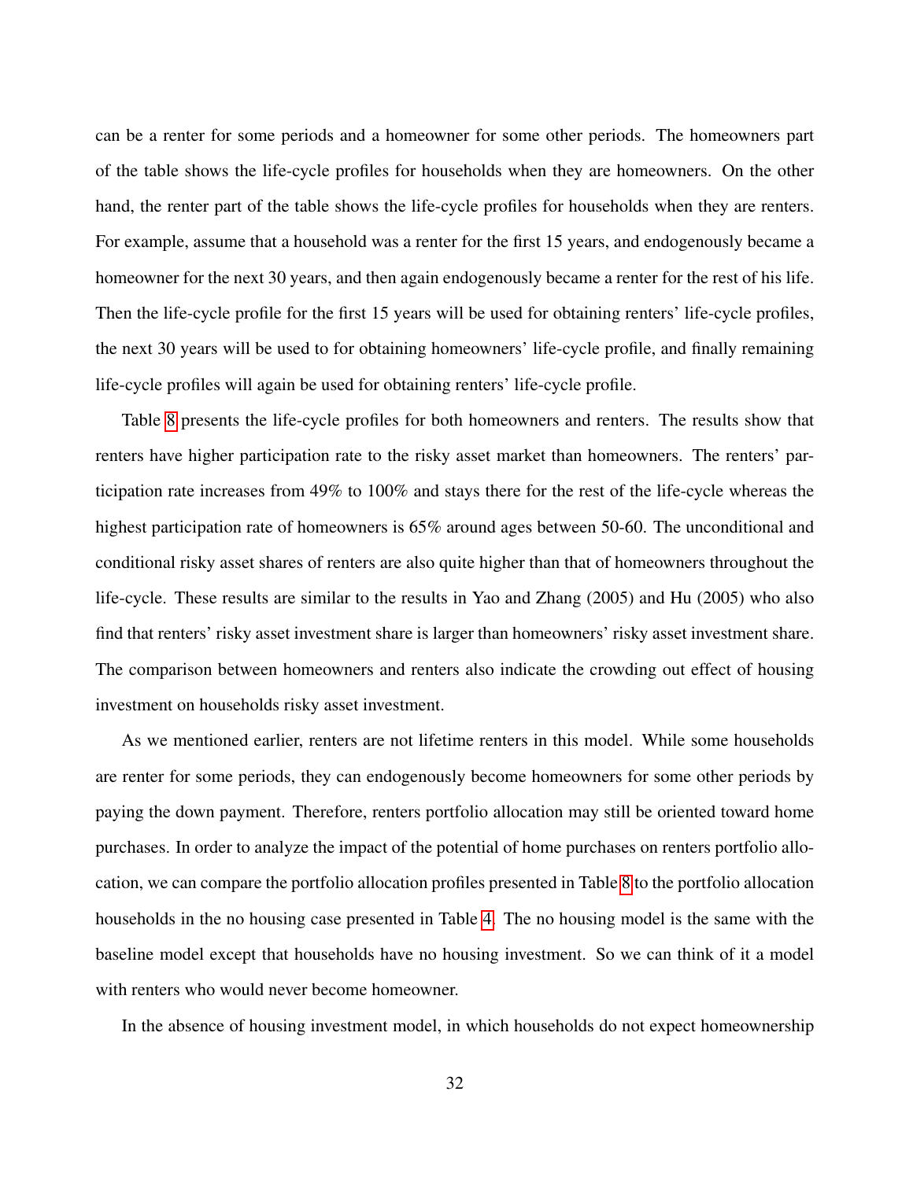can be a renter for some periods and a homeowner for some other periods. The homeowners part of the table shows the life-cycle profiles for households when they are homeowners. On the other hand, the renter part of the table shows the life-cycle profiles for households when they are renters. For example, assume that a household was a renter for the first 15 years, and endogenously became a homeowner for the next 30 years, and then again endogenously became a renter for the rest of his life. Then the life-cycle profile for the first 15 years will be used for obtaining renters' life-cycle profiles, the next 30 years will be used to for obtaining homeowners' life-cycle profile, and finally remaining life-cycle profiles will again be used for obtaining renters' life-cycle profile.

Table 8 presents the life-cycle profiles for both homeowners and renters. The results show that renters have higher participation rate to the risky asset market than homeowners. The renters' participation rate increases from 49% to 100% and stays there for the rest of the life-cycle whereas the highest participation rate of homeowners is 65% around ages between 50-60. The unconditional and conditional risky asset shares of renters are also quite higher than that of homeowners throughout the life-cycle. These results are similar to the results in Yao and Zhang (2005) and Hu (2005) who also find that renters' risky asset investment share is larger than homeowners' risky asset investment share. The comparison between homeowners and renters also indicate the crowding out effect of housing investment on households risky asset investment.

As we mentioned earlier, renters are not lifetime renters in this model. While some households are renter for some periods, they can endogenously become homeowners for some other periods by paying the down payment. Therefore, renters portfolio allocation may still be oriented toward home purchases. In order to analyze the impact of the potential of home purchases on renters portfolio allocation, we can compare the portfolio allocation profiles presented in Table 8 to the portfolio allocation households in the no housing case presented in Table 4. The no housing model is the same with the baseline model except that households have no housing investment. So we can think of it a model with renters who would never become homeowner.

In the absence of housing investment model, in which households do not expect homeownership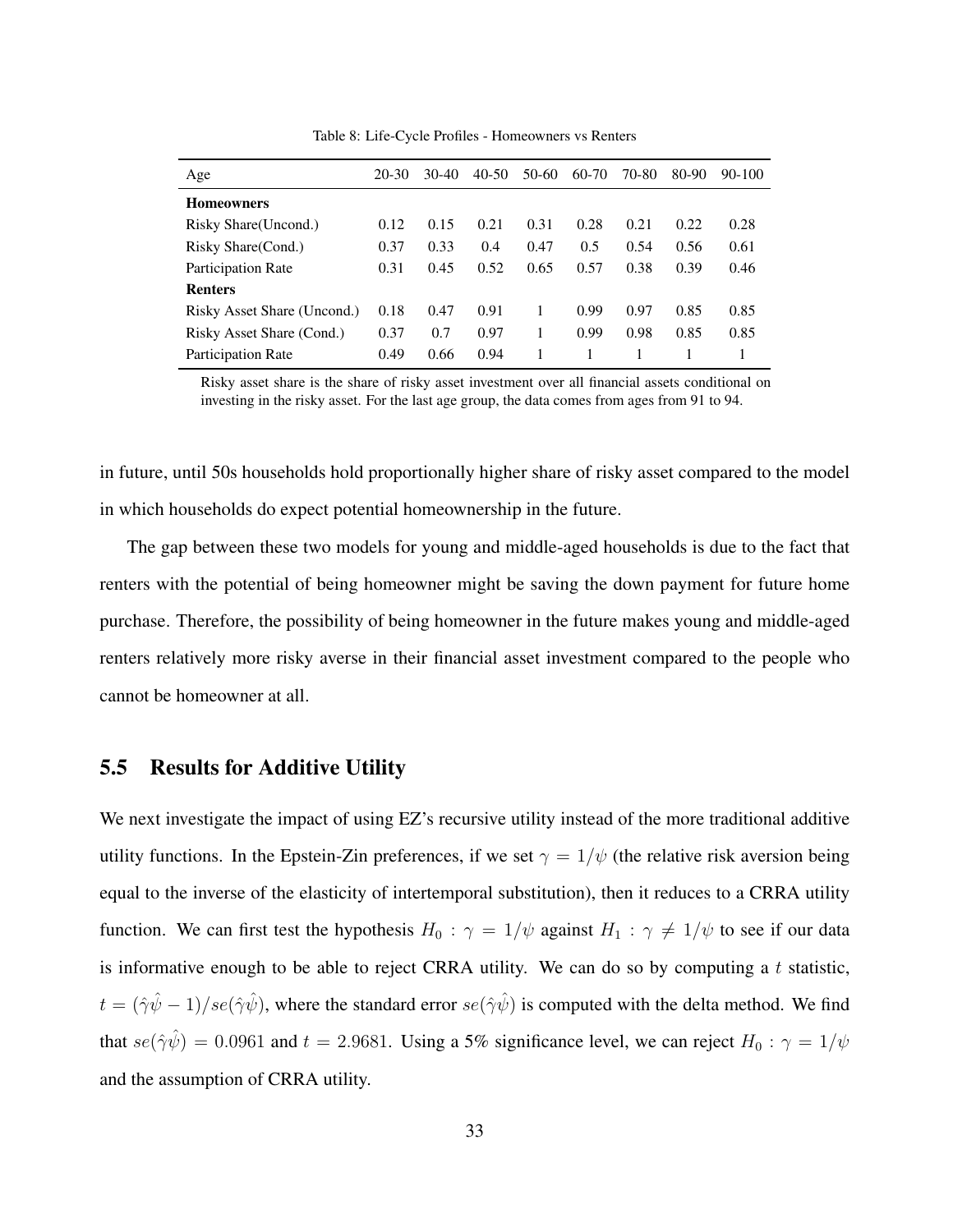Table 8: Life-Cycle Profiles - Homeowners vs Renters

| Age | 20-30 | 30-40 | 40-50 | 50-60 | 60-70 | 70-80 | 80-90 | 90-100 |
|---|---|---|---|---|---|---|---|---|
| **Homeowners** | | | | | | | | |
| Risky Share(Uncond.) | 0.12 | 0.15 | 0.21 | 0.31 | 0.28 | 0.21 | 0.22 | 0.28 |
| Risky Share(Cond.) | 0.37 | 0.33 | 0.4 | 0.47 | 0.5 | 0.54 | 0.56 | 0.61 |
| Participation Rate | 0.31 | 0.45 | 0.52 | 0.65 | 0.57 | 0.38 | 0.39 | 0.46 |
| **Renters** | | | | | | | | |
| Risky Asset Share (Uncond.) | 0.18 | 0.47 | 0.91 | 1 | 0.99 | 0.97 | 0.85 | 0.85 |
| Risky Asset Share (Cond.) | 0.37 | 0.7 | 0.97 | 1 | 0.99 | 0.98 | 0.85 | 0.85 |
| Participation Rate | 0.49 | 0.66 | 0.94 | 1 | 1 | 1 | 1 | 1 |

Risky asset share is the share of risky asset investment over all financial assets conditional on investing in the risky asset. For the last age group, the data comes from ages from 91 to 94.

in future, until 50s households hold proportionally higher share of risky asset compared to the model in which households do expect potential homeownership in the future.

The gap between these two models for young and middle-aged households is due to the fact that renters with the potential of being homeowner might be saving the down payment for future home purchase. Therefore, the possibility of being homeowner in the future makes young and middle-aged renters relatively more risky averse in their financial asset investment compared to the people who cannot be homeowner at all.

## 5.5 Results for Additive Utility

We next investigate the impact of using EZ's recursive utility instead of the more traditional additive utility functions. In the Epstein-Zin preferences, if we set $\gamma = 1/\psi$ (the relative risk aversion being equal to the inverse of the elasticity of intertemporal substitution), then it reduces to a CRRA utility function. We can first test the hypothesis $H_0 : \gamma = 1/\psi$ against $H_1 : \gamma \neq 1/\psi$ to see if our data is informative enough to be able to reject CRRA utility. We can do so by computing a $t$ statistic, $t = (\hat{\gamma}\hat{\psi} - 1)/se(\hat{\gamma}\hat{\psi})$, where the standard error $se(\hat{\gamma}\hat{\psi})$ is computed with the delta method. We find that $se(\hat{\gamma}\hat{\psi}) = 0.0961$ and $t = 2.9681$. Using a 5% significance level, we can reject $H_0 : \gamma = 1/\psi$ and the assumption of CRRA utility.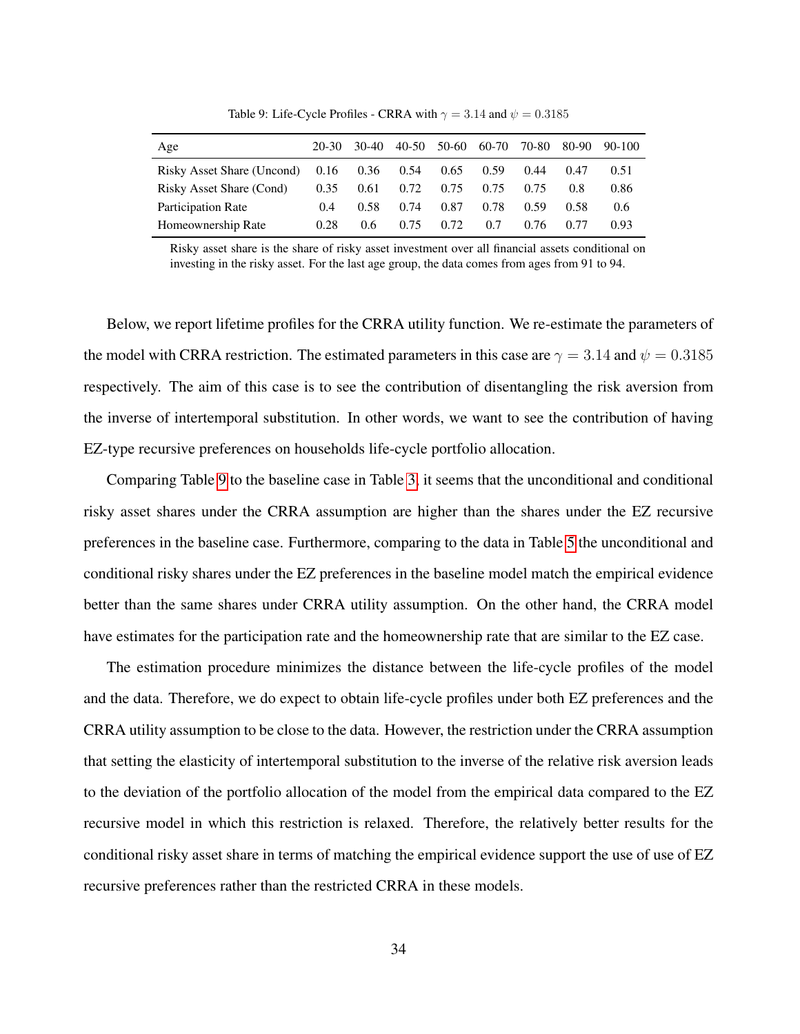Table 9: Life-Cycle Profiles - CRRA with $\gamma = 3.14$ and $\psi = 0.3185$

| Age | 20-30 | 30-40 | 40-50 | 50-60 | 60-70 | 70-80 | 80-90 | 90-100 |
|---|---|---|---|---|---|---|---|---|
| Risky Asset Share (Uncond) | 0.16 | 0.36 | 0.54 | 0.65 | 0.59 | 0.44 | 0.47 | 0.51 |
| Risky Asset Share (Cond) | 0.35 | 0.61 | 0.72 | 0.75 | 0.75 | 0.75 | 0.8 | 0.86 |
| Participation Rate | 0.4 | 0.58 | 0.74 | 0.87 | 0.78 | 0.59 | 0.58 | 0.6 |
| Homeownership Rate | 0.28 | 0.6 | 0.75 | 0.72 | 0.7 | 0.76 | 0.77 | 0.93 |

Risky asset share is the share of risky asset investment over all financial assets conditional on investing in the risky asset. For the last age group, the data comes from ages from 91 to 94.

Below, we report lifetime profiles for the CRRA utility function. We re-estimate the parameters of the model with CRRA restriction. The estimated parameters in this case are $\gamma = 3.14$ and $\psi = 0.3185$ respectively. The aim of this case is to see the contribution of disentangling the risk aversion from the inverse of intertemporal substitution. In other words, we want to see the contribution of having EZ-type recursive preferences on households life-cycle portfolio allocation.

Comparing Table 9 to the baseline case in Table 3, it seems that the unconditional and conditional risky asset shares under the CRRA assumption are higher than the shares under the EZ recursive preferences in the baseline case. Furthermore, comparing to the data in Table 5 the unconditional and conditional risky shares under the EZ preferences in the baseline model match the empirical evidence better than the same shares under CRRA utility assumption. On the other hand, the CRRA model have estimates for the participation rate and the homeownership rate that are similar to the EZ case.

The estimation procedure minimizes the distance between the life-cycle profiles of the model and the data. Therefore, we do expect to obtain life-cycle profiles under both EZ preferences and the CRRA utility assumption to be close to the data. However, the restriction under the CRRA assumption that setting the elasticity of intertemporal substitution to the inverse of the relative risk aversion leads to the deviation of the portfolio allocation of the model from the empirical data compared to the EZ recursive model in which this restriction is relaxed. Therefore, the relatively better results for the conditional risky asset share in terms of matching the empirical evidence support the use of use of EZ recursive preferences rather than the restricted CRRA in these models.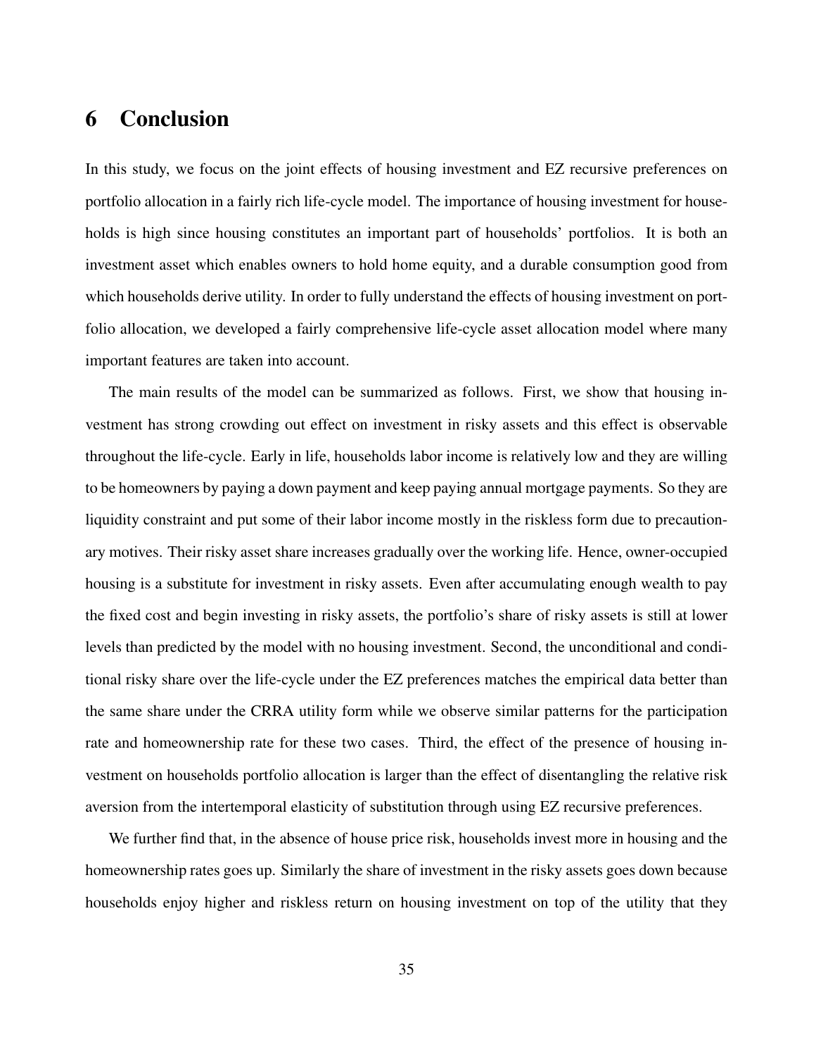# 6 Conclusion

In this study, we focus on the joint effects of housing investment and EZ recursive preferences on portfolio allocation in a fairly rich life-cycle model. The importance of housing investment for households is high since housing constitutes an important part of households' portfolios. It is both an investment asset which enables owners to hold home equity, and a durable consumption good from which households derive utility. In order to fully understand the effects of housing investment on portfolio allocation, we developed a fairly comprehensive life-cycle asset allocation model where many important features are taken into account.

The main results of the model can be summarized as follows. First, we show that housing investment has strong crowding out effect on investment in risky assets and this effect is observable throughout the life-cycle. Early in life, households labor income is relatively low and they are willing to be homeowners by paying a down payment and keep paying annual mortgage payments. So they are liquidity constraint and put some of their labor income mostly in the riskless form due to precautionary motives. Their risky asset share increases gradually over the working life. Hence, owner-occupied housing is a substitute for investment in risky assets. Even after accumulating enough wealth to pay the fixed cost and begin investing in risky assets, the portfolio's share of risky assets is still at lower levels than predicted by the model with no housing investment. Second, the unconditional and conditional risky share over the life-cycle under the EZ preferences matches the empirical data better than the same share under the CRRA utility form while we observe similar patterns for the participation rate and homeownership rate for these two cases. Third, the effect of the presence of housing investment on households portfolio allocation is larger than the effect of disentangling the relative risk aversion from the intertemporal elasticity of substitution through using EZ recursive preferences.

We further find that, in the absence of house price risk, households invest more in housing and the homeownership rates goes up. Similarly the share of investment in the risky assets goes down because households enjoy higher and riskless return on housing investment on top of the utility that they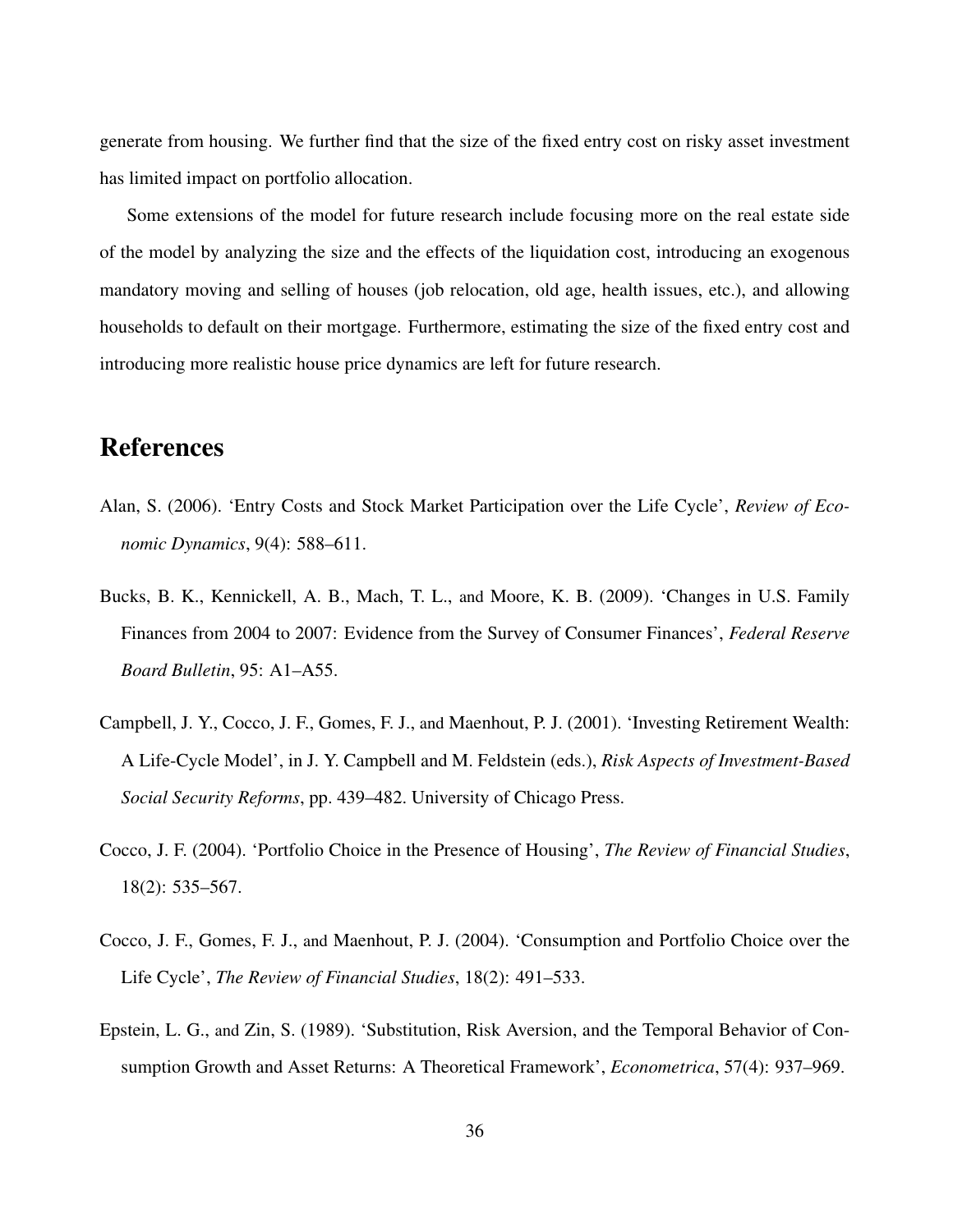generate from housing. We further find that the size of the fixed entry cost on risky asset investment has limited impact on portfolio allocation.

Some extensions of the model for future research include focusing more on the real estate side of the model by analyzing the size and the effects of the liquidation cost, introducing an exogenous mandatory moving and selling of houses (job relocation, old age, health issues, etc.), and allowing households to default on their mortgage. Furthermore, estimating the size of the fixed entry cost and introducing more realistic house price dynamics are left for future research.

# References

Alan, S. (2006). 'Entry Costs and Stock Market Participation over the Life Cycle', *Review of Economic Dynamics*, 9(4): 588–611.

Bucks, B. K., Kennickell, A. B., Mach, T. L., and Moore, K. B. (2009). 'Changes in U.S. Family Finances from 2004 to 2007: Evidence from the Survey of Consumer Finances', *Federal Reserve Board Bulletin*, 95: A1–A55.

Campbell, J. Y., Cocco, J. F., Gomes, F. J., and Maenhout, P. J. (2001). 'Investing Retirement Wealth: A Life-Cycle Model', in J. Y. Campbell and M. Feldstein (eds.), *Risk Aspects of Investment-Based Social Security Reforms*, pp. 439–482. University of Chicago Press.

Cocco, J. F. (2004). 'Portfolio Choice in the Presence of Housing', *The Review of Financial Studies*, 18(2): 535–567.

Cocco, J. F., Gomes, F. J., and Maenhout, P. J. (2004). 'Consumption and Portfolio Choice over the Life Cycle', *The Review of Financial Studies*, 18(2): 491–533.

Epstein, L. G., and Zin, S. (1989). 'Substitution, Risk Aversion, and the Temporal Behavior of Consumption Growth and Asset Returns: A Theoretical Framework', *Econometrica*, 57(4): 937–969.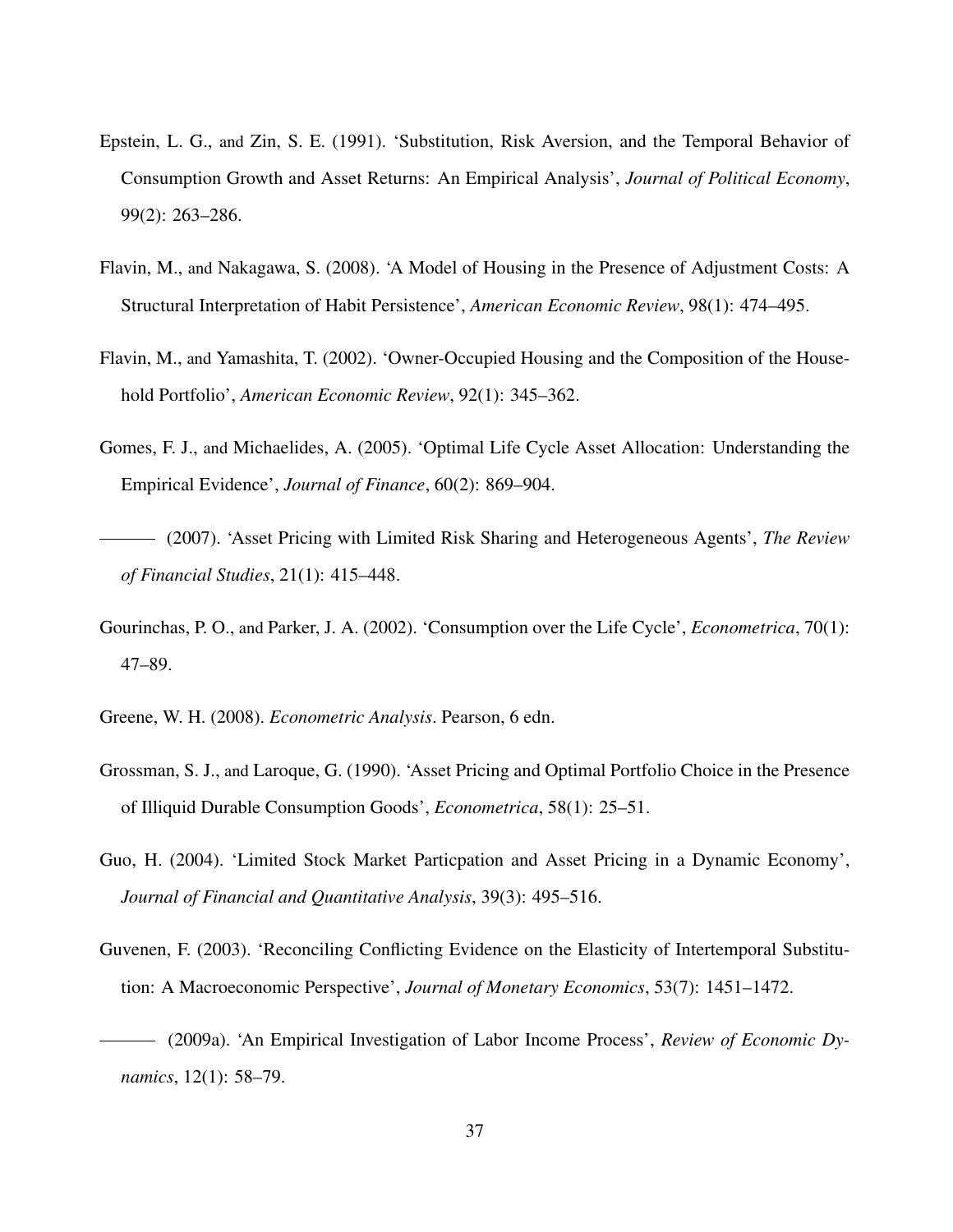Epstein, L. G., and Zin, S. E. (1991). 'Substitution, Risk Aversion, and the Temporal Behavior of Consumption Growth and Asset Returns: An Empirical Analysis', *Journal of Political Economy*, 99(2): 263–286.

Flavin, M., and Nakagawa, S. (2008). 'A Model of Housing in the Presence of Adjustment Costs: A Structural Interpretation of Habit Persistence', *American Economic Review*, 98(1): 474–495.

Flavin, M., and Yamashita, T. (2002). 'Owner-Occupied Housing and the Composition of the Household Portfolio', *American Economic Review*, 92(1): 345–362.

Gomes, F. J., and Michaelides, A. (2005). 'Optimal Life Cycle Asset Allocation: Understanding the Empirical Evidence', *Journal of Finance*, 60(2): 869–904.

——— (2007). 'Asset Pricing with Limited Risk Sharing and Heterogeneous Agents', *The Review of Financial Studies*, 21(1): 415–448.

Gourinchas, P. O., and Parker, J. A. (2002). 'Consumption over the Life Cycle', *Econometrica*, 70(1): 47–89.

Greene, W. H. (2008). *Econometric Analysis*. Pearson, 6 edn.

Grossman, S. J., and Laroque, G. (1990). 'Asset Pricing and Optimal Portfolio Choice in the Presence of Illiquid Durable Consumption Goods', *Econometrica*, 58(1): 25–51.

Guo, H. (2004). 'Limited Stock Market Particpation and Asset Pricing in a Dynamic Economy', *Journal of Financial and Quantitative Analysis*, 39(3): 495–516.

Guvenen, F. (2003). 'Reconciling Conflicting Evidence on the Elasticity of Intertemporal Substitution: A Macroeconomic Perspective', *Journal of Monetary Economics*, 53(7): 1451–1472.

——— (2009a). 'An Empirical Investigation of Labor Income Process', *Review of Economic Dynamics*, 12(1): 58–79.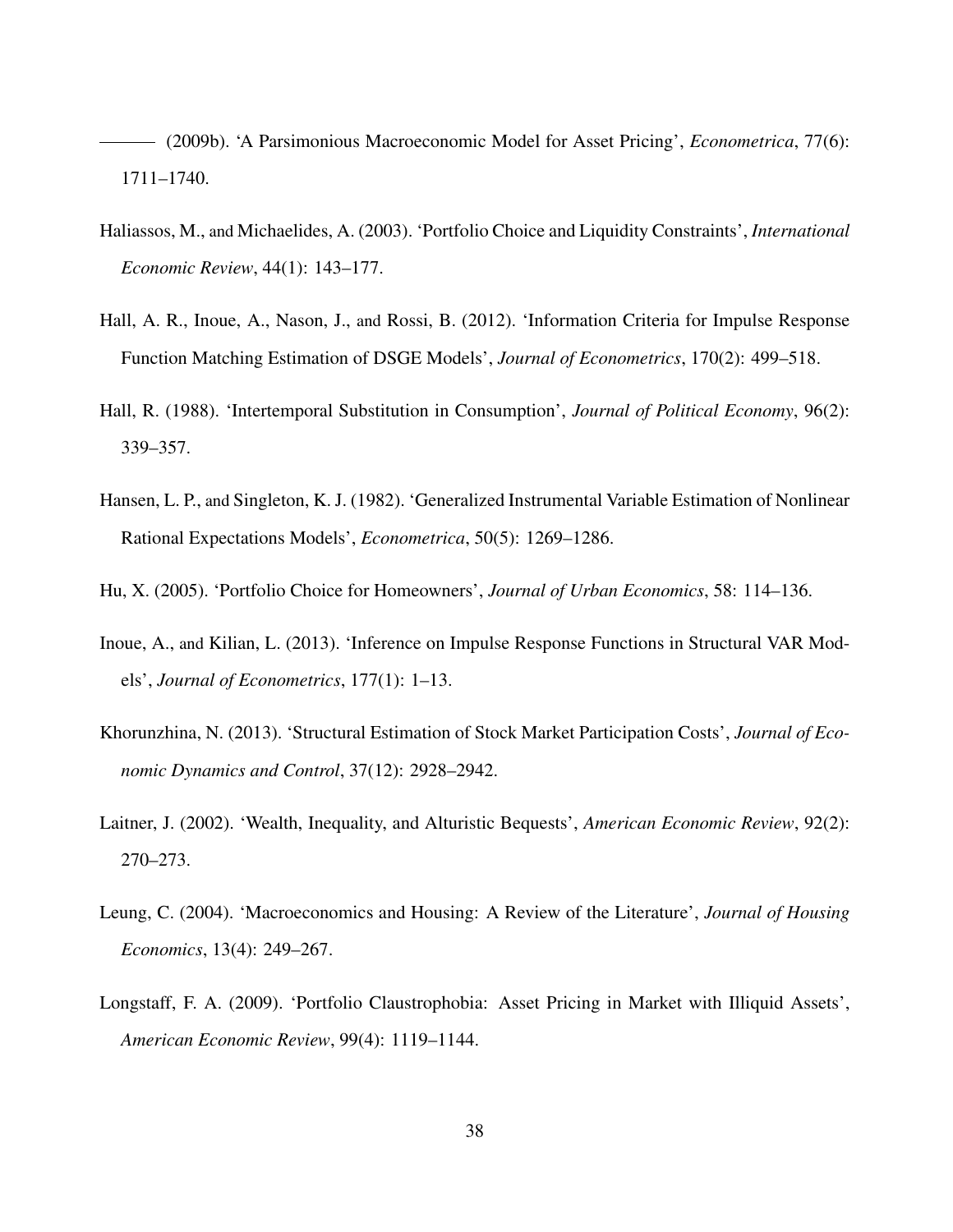——— (2009b). 'A Parsimonious Macroeconomic Model for Asset Pricing', *Econometrica*, 77(6): 1711–1740.

Haliassos, M., and Michaelides, A. (2003). 'Portfolio Choice and Liquidity Constraints', *International Economic Review*, 44(1): 143–177.

Hall, A. R., Inoue, A., Nason, J., and Rossi, B. (2012). 'Information Criteria for Impulse Response Function Matching Estimation of DSGE Models', *Journal of Econometrics*, 170(2): 499–518.

Hall, R. (1988). 'Intertemporal Substitution in Consumption', *Journal of Political Economy*, 96(2): 339–357.

Hansen, L. P., and Singleton, K. J. (1982). 'Generalized Instrumental Variable Estimation of Nonlinear Rational Expectations Models', *Econometrica*, 50(5): 1269–1286.

Hu, X. (2005). 'Portfolio Choice for Homeowners', *Journal of Urban Economics*, 58: 114–136.

Inoue, A., and Kilian, L. (2013). 'Inference on Impulse Response Functions in Structural VAR Models', *Journal of Econometrics*, 177(1): 1–13.

Khorunzhina, N. (2013). 'Structural Estimation of Stock Market Participation Costs', *Journal of Economic Dynamics and Control*, 37(12): 2928–2942.

Laitner, J. (2002). 'Wealth, Inequality, and Alturistic Bequests', *American Economic Review*, 92(2): 270–273.

Leung, C. (2004). 'Macroeconomics and Housing: A Review of the Literature', *Journal of Housing Economics*, 13(4): 249–267.

Longstaff, F. A. (2009). 'Portfolio Claustrophobia: Asset Pricing in Market with Illiquid Assets', *American Economic Review*, 99(4): 1119–1144.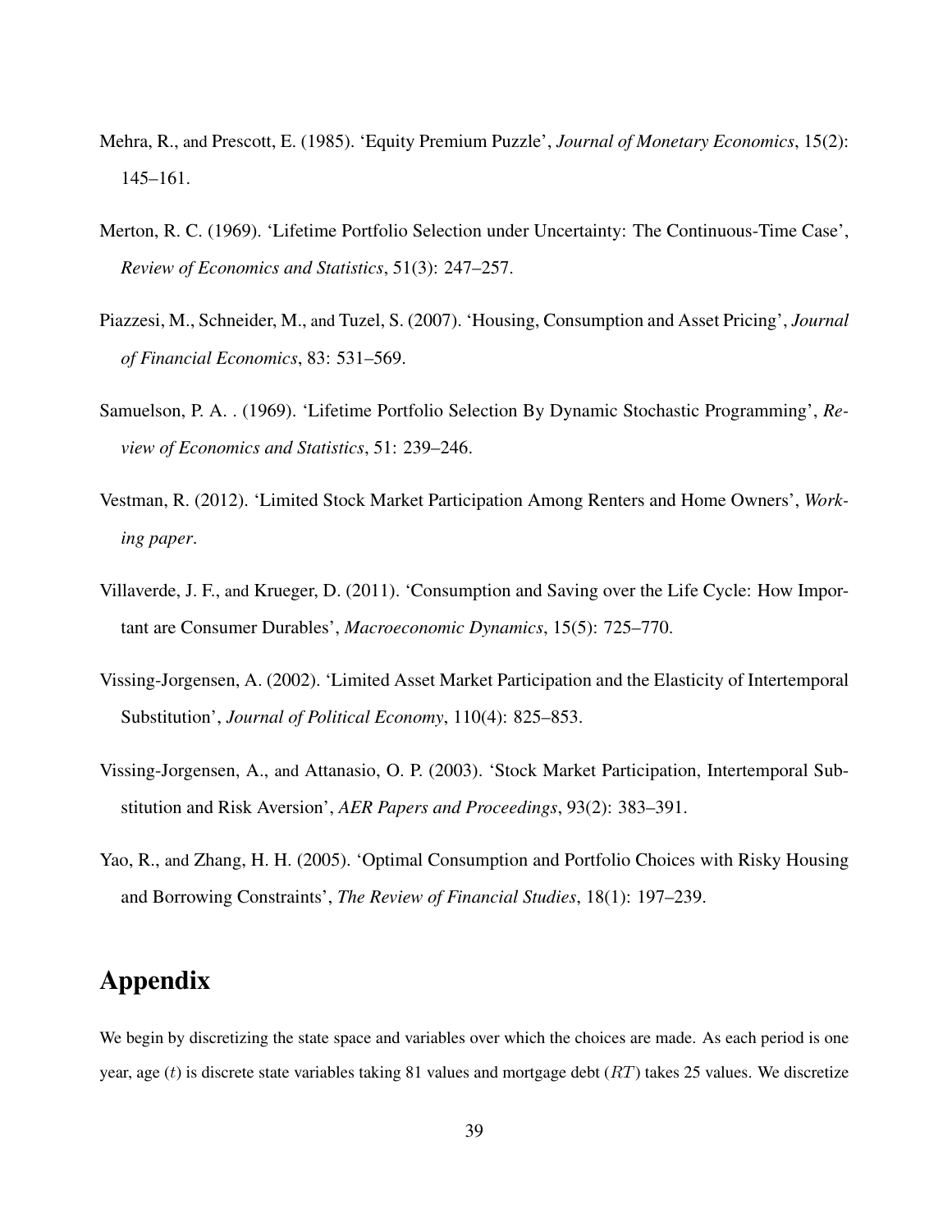Mehra, R., and Prescott, E. (1985). 'Equity Premium Puzzle', *Journal of Monetary Economics*, 15(2): 145–161.

Merton, R. C. (1969). 'Lifetime Portfolio Selection under Uncertainty: The Continuous-Time Case', *Review of Economics and Statistics*, 51(3): 247–257.

Piazzesi, M., Schneider, M., and Tuzel, S. (2007). 'Housing, Consumption and Asset Pricing', *Journal of Financial Economics*, 83: 531–569.

Samuelson, P. A. . (1969). 'Lifetime Portfolio Selection By Dynamic Stochastic Programming', *Review of Economics and Statistics*, 51: 239–246.

Vestman, R. (2012). 'Limited Stock Market Participation Among Renters and Home Owners', *Working paper*.

Villaverde, J. F., and Krueger, D. (2011). 'Consumption and Saving over the Life Cycle: How Important are Consumer Durables', *Macroeconomic Dynamics*, 15(5): 725–770.

Vissing-Jorgensen, A. (2002). 'Limited Asset Market Participation and the Elasticity of Intertemporal Substitution', *Journal of Political Economy*, 110(4): 825–853.

Vissing-Jorgensen, A., and Attanasio, O. P. (2003). 'Stock Market Participation, Intertemporal Substitution and Risk Aversion', *AER Papers and Proceedings*, 93(2): 383–391.

Yao, R., and Zhang, H. H. (2005). 'Optimal Consumption and Portfolio Choices with Risky Housing and Borrowing Constraints', *The Review of Financial Studies*, 18(1): 197–239.

# Appendix

We begin by discretizing the state space and variables over which the choices are made. As each period is one year, age ($t$) is discrete state variables taking 81 values and mortgage debt ($RT$) takes 25 values. We discretize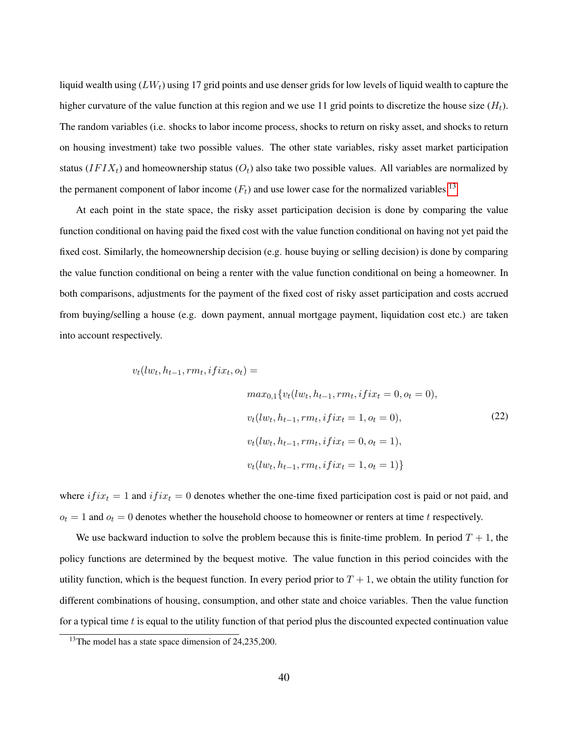liquid wealth using ($LW_t$) using 17 grid points and use denser grids for low levels of liquid wealth to capture the higher curvature of the value function at this region and we use 11 grid points to discretize the house size ($H_t$). The random variables (i.e. shocks to labor income process, shocks to return on risky asset, and shocks to return on housing investment) take two possible values. The other state variables, risky asset market participation status ($IFIX_t$) and homeownership status ($O_t$) also take two possible values. All variables are normalized by the permanent component of labor income ($F_t$) and use lower case for the normalized variables.[13]

At each point in the state space, the risky asset participation decision is done by comparing the value function conditional on having paid the fixed cost with the value function conditional on having not yet paid the fixed cost. Similarly, the homeownership decision (e.g. house buying or selling decision) is done by comparing the value function conditional on being a renter with the value function conditional on being a homeowner. In both comparisons, adjustments for the payment of the fixed cost of risky asset participation and costs accrued from buying/selling a house (e.g. down payment, annual mortgage payment, liquidation cost etc.) are taken into account respectively.

$$
\begin{aligned}
v_t(lw_t, h_{t-1}, rm_t, ifix_t, o_t) = \\
& max_{0,1}\{v_t(lw_t, h_{t-1}, rm_t, ifix_t = 0, o_t = 0), \\
& v_t(lw_t, h_{t-1}, rm_t, ifix_t = 1, o_t = 0), \\
& v_t(lw_t, h_{t-1}, rm_t, ifix_t = 0, o_t = 1), \\
& v_t(lw_t, h_{t-1}, rm_t, ifix_t = 1, o_t = 1)\}
\end{aligned}
\tag{22}
$$

where $ifix_t = 1$ and $ifix_t = 0$ denotes whether the one-time fixed participation cost is paid or not paid, and $o_t = 1$ and $o_t = 0$ denotes whether the household choose to homeowner or renters at time $t$ respectively.

We use backward induction to solve the problem because this is finite-time problem. In period $T + 1$, the policy functions are determined by the bequest motive. The value function in this period coincides with the utility function, which is the bequest function. In every period prior to $T + 1$, we obtain the utility function for different combinations of housing, consumption, and other state and choice variables. Then the value function for a typical time $t$ is equal to the utility function of that period plus the discounted expected continuation value

[13] The model has a state space dimension of 24,235,200.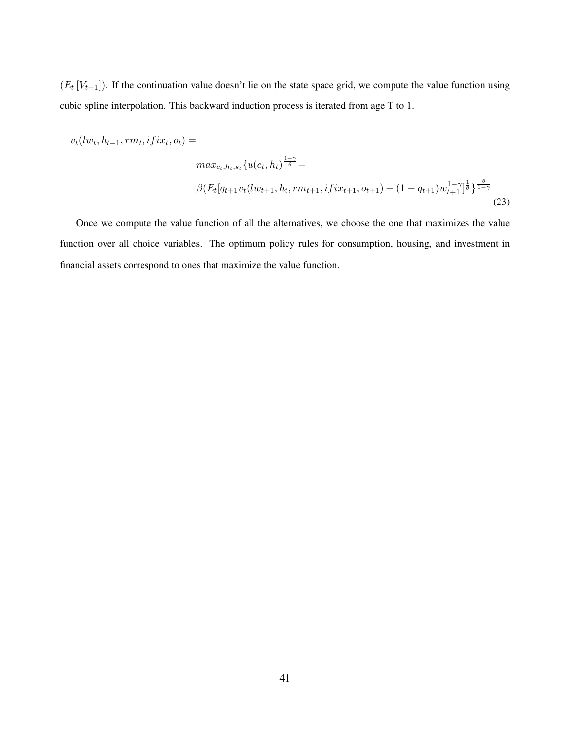($E_t [V_{t+1}]$). If the continuation value doesn't lie on the state space grid, we compute the value function using cubic spline interpolation. This backward induction process is iterated from age T to 1.

$$
\begin{aligned}
v_t(lw_t, h_{t-1}, rm_t, ifix_t, o_t) = & \\
& max_{c_t,h_t,s_t}\{u(c_t, h_t)^{\frac{1-\gamma}{\theta}} + \\
& \beta(E_t[q_{t+1}v_t(lw_{t+1}, h_t, rm_{t+1}, ifix_{t+1}, o_{t+1}) + (1 - q_{t+1})w_{t+1}^{1-\gamma}]^{\frac{1}{\theta}}\}^{\frac{\theta}{1-\gamma}}
\end{aligned}
\tag{23}
$$

Once we compute the value function of all the alternatives, we choose the one that maximizes the value function over all choice variables. The optimum policy rules for consumption, housing, and investment in financial assets correspond to ones that maximize the value function.